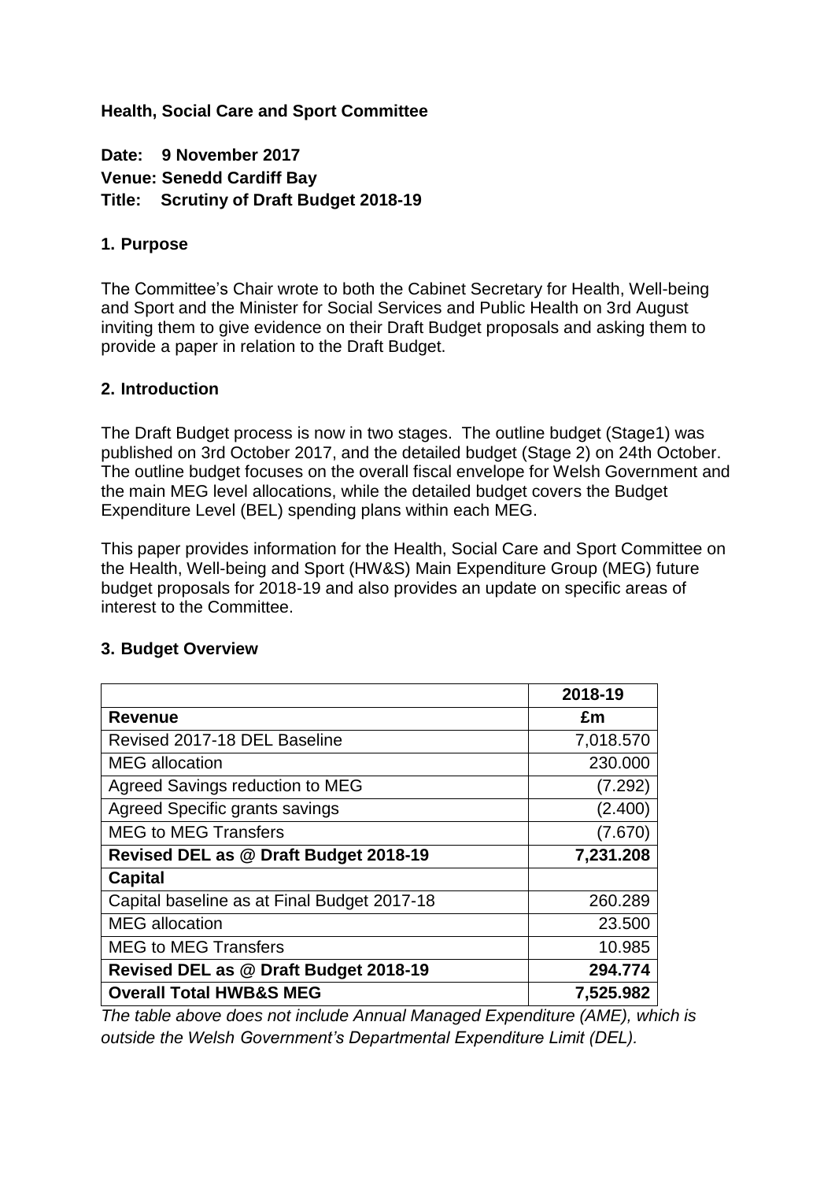**Health, Social Care and Sport Committee**

**Date: 9 November 2017**
**Venue: Senedd Cardiff Bay**
**Title: Scrutiny of Draft Budget 2018-19**

## 1. Purpose

The Committee's Chair wrote to both the Cabinet Secretary for Health, Well-being and Sport and the Minister for Social Services and Public Health on 3rd August inviting them to give evidence on their Draft Budget proposals and asking them to provide a paper in relation to the Draft Budget.

## 2. Introduction

The Draft Budget process is now in two stages. The outline budget (Stage1) was published on 3rd October 2017, and the detailed budget (Stage 2) on 24th October. The outline budget focuses on the overall fiscal envelope for Welsh Government and the main MEG level allocations, while the detailed budget covers the Budget Expenditure Level (BEL) spending plans within each MEG.

This paper provides information for the Health, Social Care and Sport Committee on the Health, Well-being and Sport (HW&S) Main Expenditure Group (MEG) future budget proposals for 2018-19 and also provides an update on specific areas of interest to the Committee.

## 3. Budget Overview

| | 2018-19 |
|---|---|
| **Revenue** | **£m** |
| Revised 2017-18 DEL Baseline | 7,018.570 |
| MEG allocation | 230.000 |
| Agreed Savings reduction to MEG | (7.292) |
| Agreed Specific grants savings | (2.400) |
| MEG to MEG Transfers | (7.670) |
| **Revised DEL as @ Draft Budget 2018-19** | **7,231.208** |
| **Capital** | |
| Capital baseline as at Final Budget 2017-18 | 260.289 |
| MEG allocation | 23.500 |
| MEG to MEG Transfers | 10.985 |
| **Revised DEL as @ Draft Budget 2018-19** | **294.774** |
| **Overall Total HWB&S MEG** | **7,525.982** |

*The table above does not include Annual Managed Expenditure (AME), which is outside the Welsh Government's Departmental Expenditure Limit (DEL).*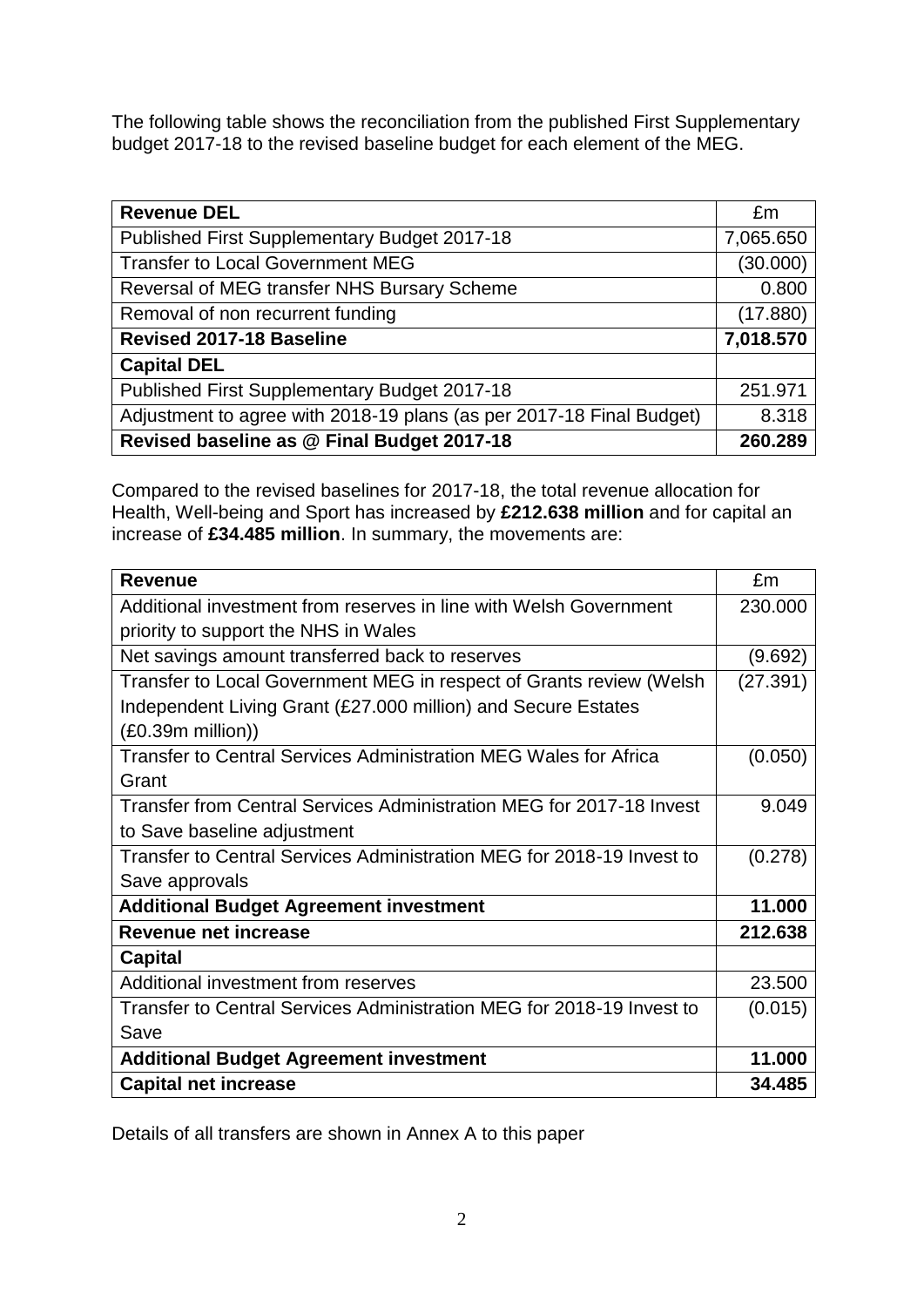The following table shows the reconciliation from the published First Supplementary budget 2017-18 to the revised baseline budget for each element of the MEG.

| **Revenue DEL** | £m |
|---|---|
| Published First Supplementary Budget 2017-18 | 7,065.650 |
| Transfer to Local Government MEG | (30.000) |
| Reversal of MEG transfer NHS Bursary Scheme | 0.800 |
| Removal of non recurrent funding | (17.880) |
| **Revised 2017-18 Baseline** | **7,018.570** |
| **Capital DEL** | |
| Published First Supplementary Budget 2017-18 | 251.971 |
| Adjustment to agree with 2018-19 plans (as per 2017-18 Final Budget) | 8.318 |
| **Revised baseline as @ Final Budget 2017-18** | **260.289** |

Compared to the revised baselines for 2017-18, the total revenue allocation for Health, Well-being and Sport has increased by **£212.638 million** and for capital an increase of **£34.485 million**. In summary, the movements are:

| **Revenue** | £m |
|---|---|
| Additional investment from reserves in line with Welsh Government priority to support the NHS in Wales | 230.000 |
| Net savings amount transferred back to reserves | (9.692) |
| Transfer to Local Government MEG in respect of Grants review (Welsh Independent Living Grant (£27.000 million) and Secure Estates (£0.39m million)) | (27.391) |
| Transfer to Central Services Administration MEG Wales for Africa Grant | (0.050) |
| Transfer from Central Services Administration MEG for 2017-18 Invest to Save baseline adjustment | 9.049 |
| Transfer to Central Services Administration MEG for 2018-19 Invest to Save approvals | (0.278) |
| **Additional Budget Agreement investment** | **11.000** |
| **Revenue net increase** | **212.638** |
| **Capital** | |
| Additional investment from reserves | 23.500 |
| Transfer to Central Services Administration MEG for 2018-19 Invest to Save | (0.015) |
| **Additional Budget Agreement investment** | **11.000** |
| **Capital net increase** | **34.485** |

Details of all transfers are shown in Annex A to this paper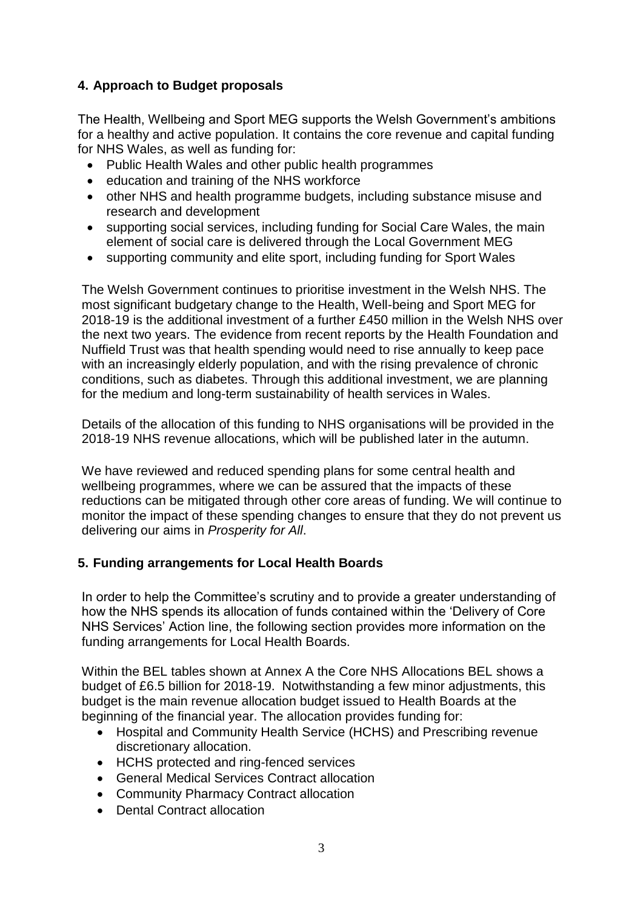## 4. Approach to Budget proposals

The Health, Wellbeing and Sport MEG supports the Welsh Government's ambitions for a healthy and active population. It contains the core revenue and capital funding for NHS Wales, as well as funding for:

- Public Health Wales and other public health programmes
- education and training of the NHS workforce
- other NHS and health programme budgets, including substance misuse and research and development
- supporting social services, including funding for Social Care Wales, the main element of social care is delivered through the Local Government MEG
- supporting community and elite sport, including funding for Sport Wales

The Welsh Government continues to prioritise investment in the Welsh NHS. The most significant budgetary change to the Health, Well-being and Sport MEG for 2018-19 is the additional investment of a further £450 million in the Welsh NHS over the next two years. The evidence from recent reports by the Health Foundation and Nuffield Trust was that health spending would need to rise annually to keep pace with an increasingly elderly population, and with the rising prevalence of chronic conditions, such as diabetes. Through this additional investment, we are planning for the medium and long-term sustainability of health services in Wales.

Details of the allocation of this funding to NHS organisations will be provided in the 2018-19 NHS revenue allocations, which will be published later in the autumn.

We have reviewed and reduced spending plans for some central health and wellbeing programmes, where we can be assured that the impacts of these reductions can be mitigated through other core areas of funding. We will continue to monitor the impact of these spending changes to ensure that they do not prevent us delivering our aims in *Prosperity for All*.

## 5. Funding arrangements for Local Health Boards

In order to help the Committee's scrutiny and to provide a greater understanding of how the NHS spends its allocation of funds contained within the 'Delivery of Core NHS Services' Action line, the following section provides more information on the funding arrangements for Local Health Boards.

Within the BEL tables shown at Annex A the Core NHS Allocations BEL shows a budget of £6.5 billion for 2018-19. Notwithstanding a few minor adjustments, this budget is the main revenue allocation budget issued to Health Boards at the beginning of the financial year. The allocation provides funding for:

- Hospital and Community Health Service (HCHS) and Prescribing revenue discretionary allocation.
- HCHS protected and ring-fenced services
- General Medical Services Contract allocation
- Community Pharmacy Contract allocation
- Dental Contract allocation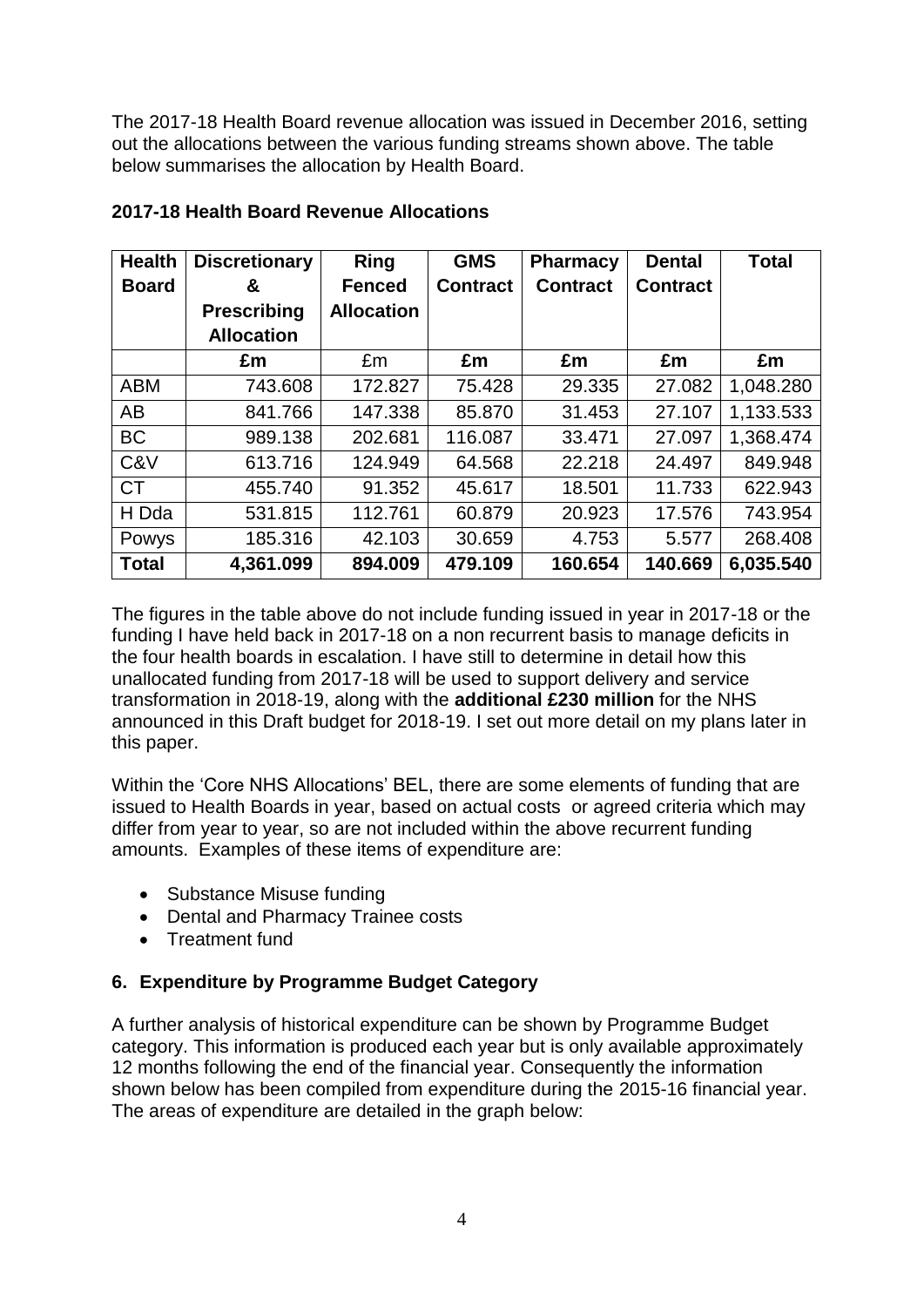The 2017-18 Health Board revenue allocation was issued in December 2016, setting out the allocations between the various funding streams shown above. The table below summarises the allocation by Health Board.

**2017-18 Health Board Revenue Allocations**

| Health Board | Discretionary & Prescribing Allocation | Ring Fenced Allocation | GMS Contract | Pharmacy Contract | Dental Contract | Total |
|---|---|---|---|---|---|---|
| | £m | £m | £m | £m | £m | £m |
| ABM | 743.608 | 172.827 | 75.428 | 29.335 | 27.082 | 1,048.280 |
| AB | 841.766 | 147.338 | 85.870 | 31.453 | 27.107 | 1,133.533 |
| BC | 989.138 | 202.681 | 116.087 | 33.471 | 27.097 | 1,368.474 |
| C&V | 613.716 | 124.949 | 64.568 | 22.218 | 24.497 | 849.948 |
| CT | 455.740 | 91.352 | 45.617 | 18.501 | 11.733 | 622.943 |
| H Dda | 531.815 | 112.761 | 60.879 | 20.923 | 17.576 | 743.954 |
| Powys | 185.316 | 42.103 | 30.659 | 4.753 | 5.577 | 268.408 |
| **Total** | **4,361.099** | **894.009** | **479.109** | **160.654** | **140.669** | **6,035.540** |

The figures in the table above do not include funding issued in year in 2017-18 or the funding I have held back in 2017-18 on a non recurrent basis to manage deficits in the four health boards in escalation. I have still to determine in detail how this unallocated funding from 2017-18 will be used to support delivery and service transformation in 2018-19, along with the **additional £230 million** for the NHS announced in this Draft budget for 2018-19. I set out more detail on my plans later in this paper.

Within the 'Core NHS Allocations' BEL, there are some elements of funding that are issued to Health Boards in year, based on actual costs or agreed criteria which may differ from year to year, so are not included within the above recurrent funding amounts. Examples of these items of expenditure are:

- Substance Misuse funding
- Dental and Pharmacy Trainee costs
- Treatment fund

## 6. Expenditure by Programme Budget Category

A further analysis of historical expenditure can be shown by Programme Budget category. This information is produced each year but is only available approximately 12 months following the end of the financial year. Consequently the information shown below has been compiled from expenditure during the 2015-16 financial year. The areas of expenditure are detailed in the graph below: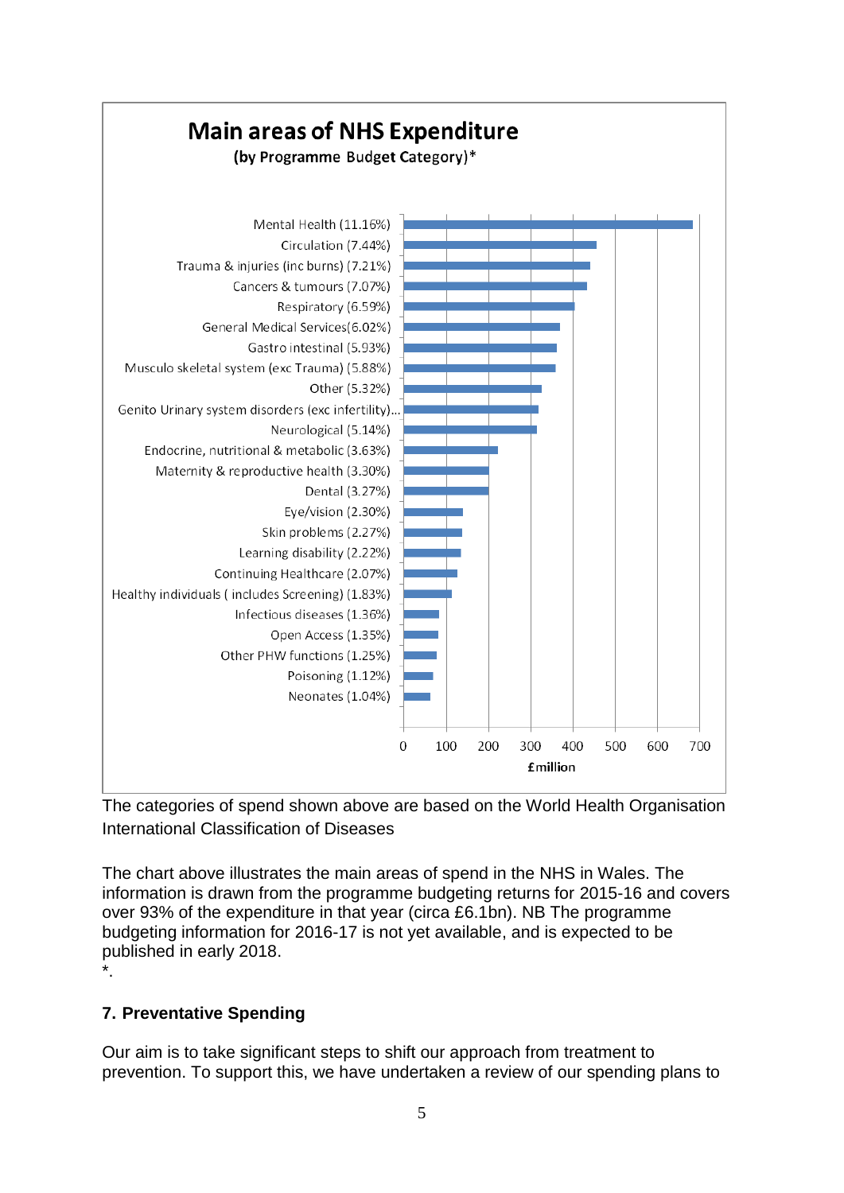**Main areas of NHS Expenditure**

**(by Programme Budget Category)***

| Category | £million (approx.) |
|---|---|
| Mental Health (11.16%) | |
| Circulation (7.44%) | |
| Trauma & injuries (inc burns) (7.21%) | |
| Cancers & tumours (7.07%) | |
| Respiratory (6.59%) | |
| General Medical Services(6.02%) | |
| Gastro intestinal (5.93%) | |
| Musculo skeletal system (exc Trauma) (5.88%) | |
| Other (5.32%) | |
| Genito Urinary system disorders (exc infertility)... | |
| Neurological (5.14%) | |
| Endocrine, nutritional & metabolic (3.63%) | |
| Maternity & reproductive health (3.30%) | |
| Dental (3.27%) | |
| Eye/vision (2.30%) | |
| Skin problems (2.27%) | |
| Learning disability (2.22%) | |
| Continuing Healthcare (2.07%) | |
| Healthy individuals ( includes Screening) (1.83%) | |
| Infectious diseases (1.36%) | |
| Open Access (1.35%) | |
| Other PHW functions (1.25%) | |
| Poisoning (1.12%) | |
| Neonates (1.04%) | |

£million (axis: 0–700)

The categories of spend shown above are based on the World Health Organisation International Classification of Diseases

The chart above illustrates the main areas of spend in the NHS in Wales. The information is drawn from the programme budgeting returns for 2015-16 and covers over 93% of the expenditure in that year (circa £6.1bn). NB The programme budgeting information for 2016-17 is not yet available, and is expected to be published in early 2018.

*.

## 7. Preventative Spending

Our aim is to take significant steps to shift our approach from treatment to prevention. To support this, we have undertaken a review of our spending plans to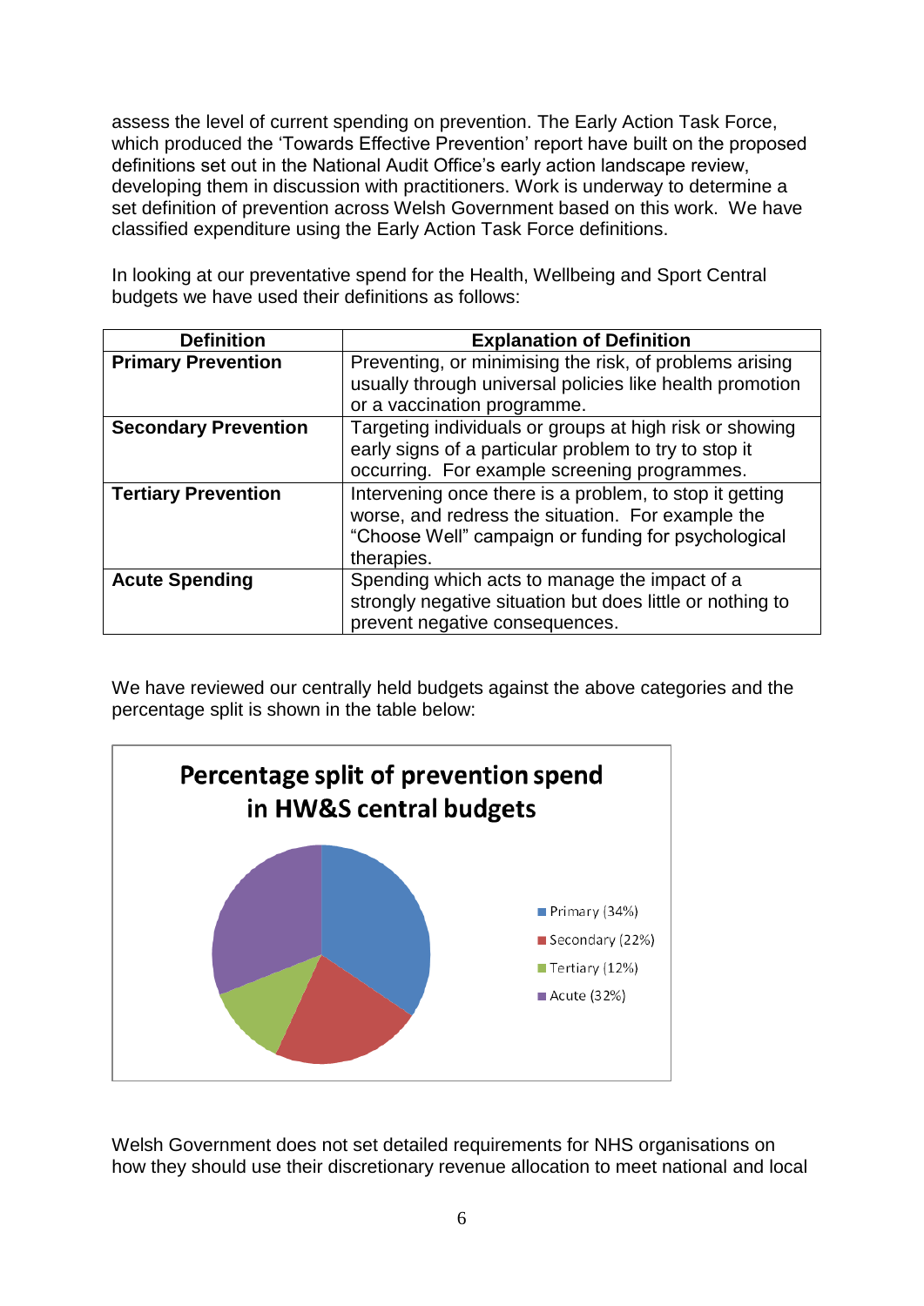assess the level of current spending on prevention. The Early Action Task Force, which produced the 'Towards Effective Prevention' report have built on the proposed definitions set out in the National Audit Office's early action landscape review, developing them in discussion with practitioners. Work is underway to determine a set definition of prevention across Welsh Government based on this work. We have classified expenditure using the Early Action Task Force definitions.

In looking at our preventative spend for the Health, Wellbeing and Sport Central budgets we have used their definitions as follows:

| Definition | Explanation of Definition |
|---|---|
| **Primary Prevention** | Preventing, or minimising the risk, of problems arising usually through universal policies like health promotion or a vaccination programme. |
| **Secondary Prevention** | Targeting individuals or groups at high risk or showing early signs of a particular problem to try to stop it occurring. For example screening programmes. |
| **Tertiary Prevention** | Intervening once there is a problem, to stop it getting worse, and redress the situation. For example the "Choose Well" campaign or funding for psychological therapies. |
| **Acute Spending** | Spending which acts to manage the impact of a strongly negative situation but does little or nothing to prevent negative consequences. |

We have reviewed our centrally held budgets against the above categories and the percentage split is shown in the table below:

**Percentage split of prevention spend in HW&S central budgets**

| Category | Percentage |
|---|---|
| Primary | 34% |
| Secondary | 22% |
| Tertiary | 12% |
| Acute | 32% |

Welsh Government does not set detailed requirements for NHS organisations on how they should use their discretionary revenue allocation to meet national and local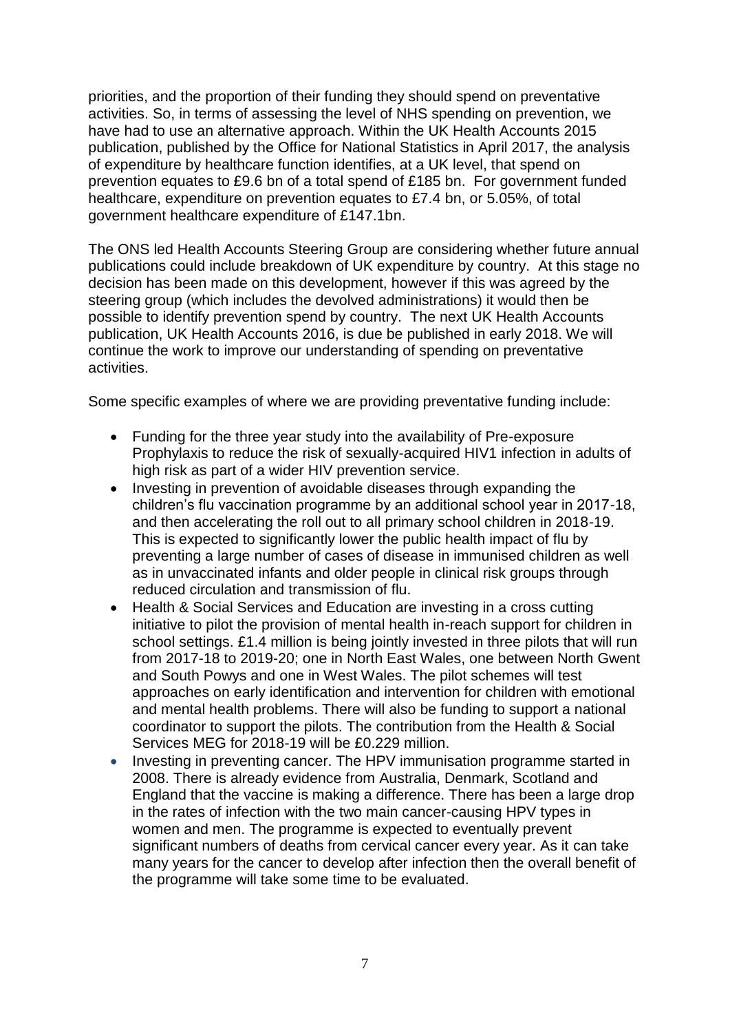priorities, and the proportion of their funding they should spend on preventative activities. So, in terms of assessing the level of NHS spending on prevention, we have had to use an alternative approach. Within the UK Health Accounts 2015 publication, published by the Office for National Statistics in April 2017, the analysis of expenditure by healthcare function identifies, at a UK level, that spend on prevention equates to £9.6 bn of a total spend of £185 bn. For government funded healthcare, expenditure on prevention equates to £7.4 bn, or 5.05%, of total government healthcare expenditure of £147.1bn.

The ONS led Health Accounts Steering Group are considering whether future annual publications could include breakdown of UK expenditure by country. At this stage no decision has been made on this development, however if this was agreed by the steering group (which includes the devolved administrations) it would then be possible to identify prevention spend by country. The next UK Health Accounts publication, UK Health Accounts 2016, is due be published in early 2018. We will continue the work to improve our understanding of spending on preventative activities.

Some specific examples of where we are providing preventative funding include:

- Funding for the three year study into the availability of Pre-exposure Prophylaxis to reduce the risk of sexually-acquired HIV1 infection in adults of high risk as part of a wider HIV prevention service.
- Investing in prevention of avoidable diseases through expanding the children's flu vaccination programme by an additional school year in 2017-18, and then accelerating the roll out to all primary school children in 2018-19. This is expected to significantly lower the public health impact of flu by preventing a large number of cases of disease in immunised children as well as in unvaccinated infants and older people in clinical risk groups through reduced circulation and transmission of flu.
- Health & Social Services and Education are investing in a cross cutting initiative to pilot the provision of mental health in-reach support for children in school settings. £1.4 million is being jointly invested in three pilots that will run from 2017-18 to 2019-20; one in North East Wales, one between North Gwent and South Powys and one in West Wales. The pilot schemes will test approaches on early identification and intervention for children with emotional and mental health problems. There will also be funding to support a national coordinator to support the pilots. The contribution from the Health & Social Services MEG for 2018-19 will be £0.229 million.
- Investing in preventing cancer. The HPV immunisation programme started in 2008. There is already evidence from Australia, Denmark, Scotland and England that the vaccine is making a difference. There has been a large drop in the rates of infection with the two main cancer-causing HPV types in women and men. The programme is expected to eventually prevent significant numbers of deaths from cervical cancer every year. As it can take many years for the cancer to develop after infection then the overall benefit of the programme will take some time to be evaluated.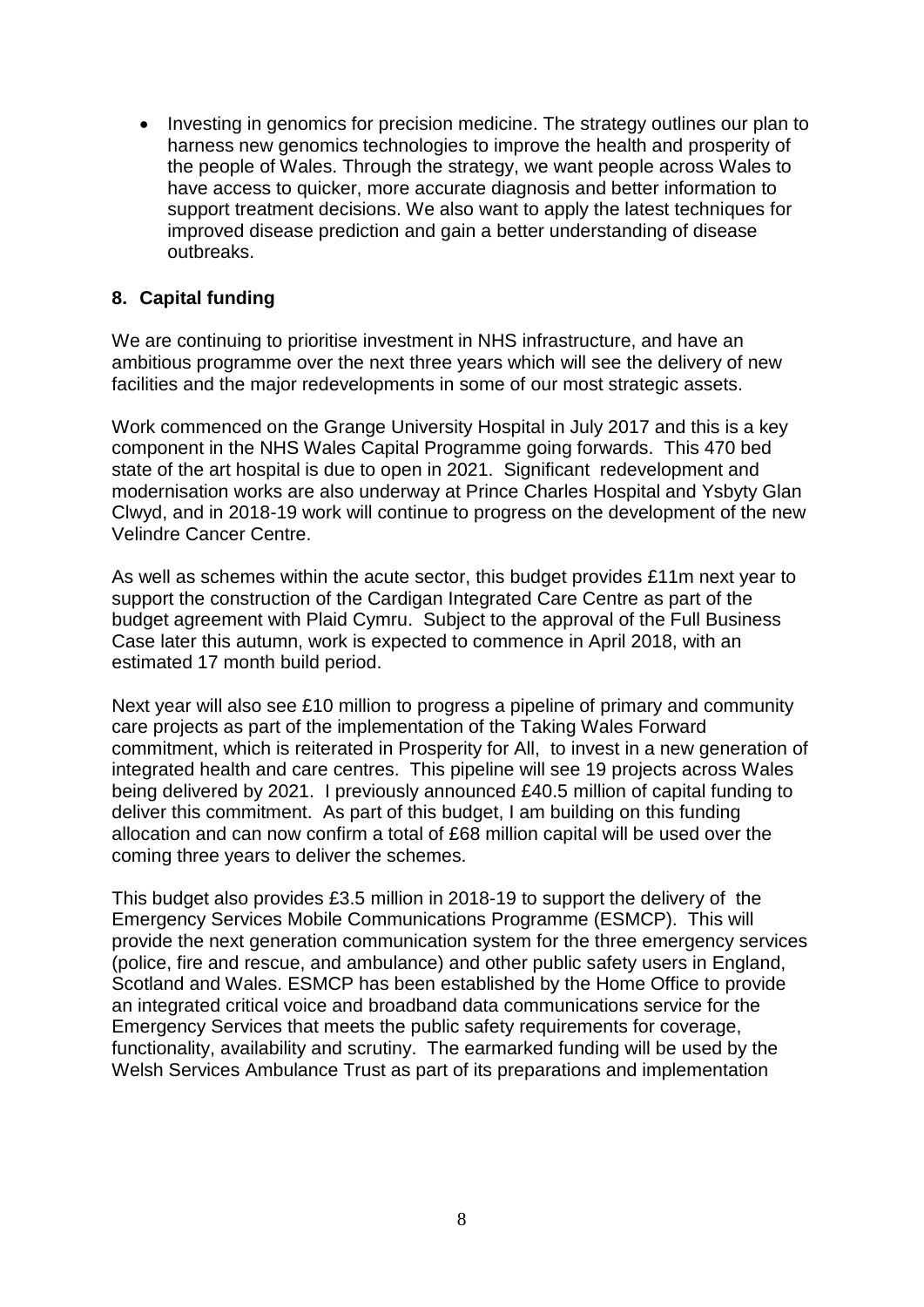- Investing in genomics for precision medicine. The strategy outlines our plan to harness new genomics technologies to improve the health and prosperity of the people of Wales. Through the strategy, we want people across Wales to have access to quicker, more accurate diagnosis and better information to support treatment decisions. We also want to apply the latest techniques for improved disease prediction and gain a better understanding of disease outbreaks.

## 8. Capital funding

We are continuing to prioritise investment in NHS infrastructure, and have an ambitious programme over the next three years which will see the delivery of new facilities and the major redevelopments in some of our most strategic assets.

Work commenced on the Grange University Hospital in July 2017 and this is a key component in the NHS Wales Capital Programme going forwards. This 470 bed state of the art hospital is due to open in 2021. Significant redevelopment and modernisation works are also underway at Prince Charles Hospital and Ysbyty Glan Clwyd, and in 2018-19 work will continue to progress on the development of the new Velindre Cancer Centre.

As well as schemes within the acute sector, this budget provides £11m next year to support the construction of the Cardigan Integrated Care Centre as part of the budget agreement with Plaid Cymru. Subject to the approval of the Full Business Case later this autumn, work is expected to commence in April 2018, with an estimated 17 month build period.

Next year will also see £10 million to progress a pipeline of primary and community care projects as part of the implementation of the Taking Wales Forward commitment, which is reiterated in Prosperity for All, to invest in a new generation of integrated health and care centres. This pipeline will see 19 projects across Wales being delivered by 2021. I previously announced £40.5 million of capital funding to deliver this commitment. As part of this budget, I am building on this funding allocation and can now confirm a total of £68 million capital will be used over the coming three years to deliver the schemes.

This budget also provides £3.5 million in 2018-19 to support the delivery of the Emergency Services Mobile Communications Programme (ESMCP). This will provide the next generation communication system for the three emergency services (police, fire and rescue, and ambulance) and other public safety users in England, Scotland and Wales. ESMCP has been established by the Home Office to provide an integrated critical voice and broadband data communications service for the Emergency Services that meets the public safety requirements for coverage, functionality, availability and scrutiny. The earmarked funding will be used by the Welsh Services Ambulance Trust as part of its preparations and implementation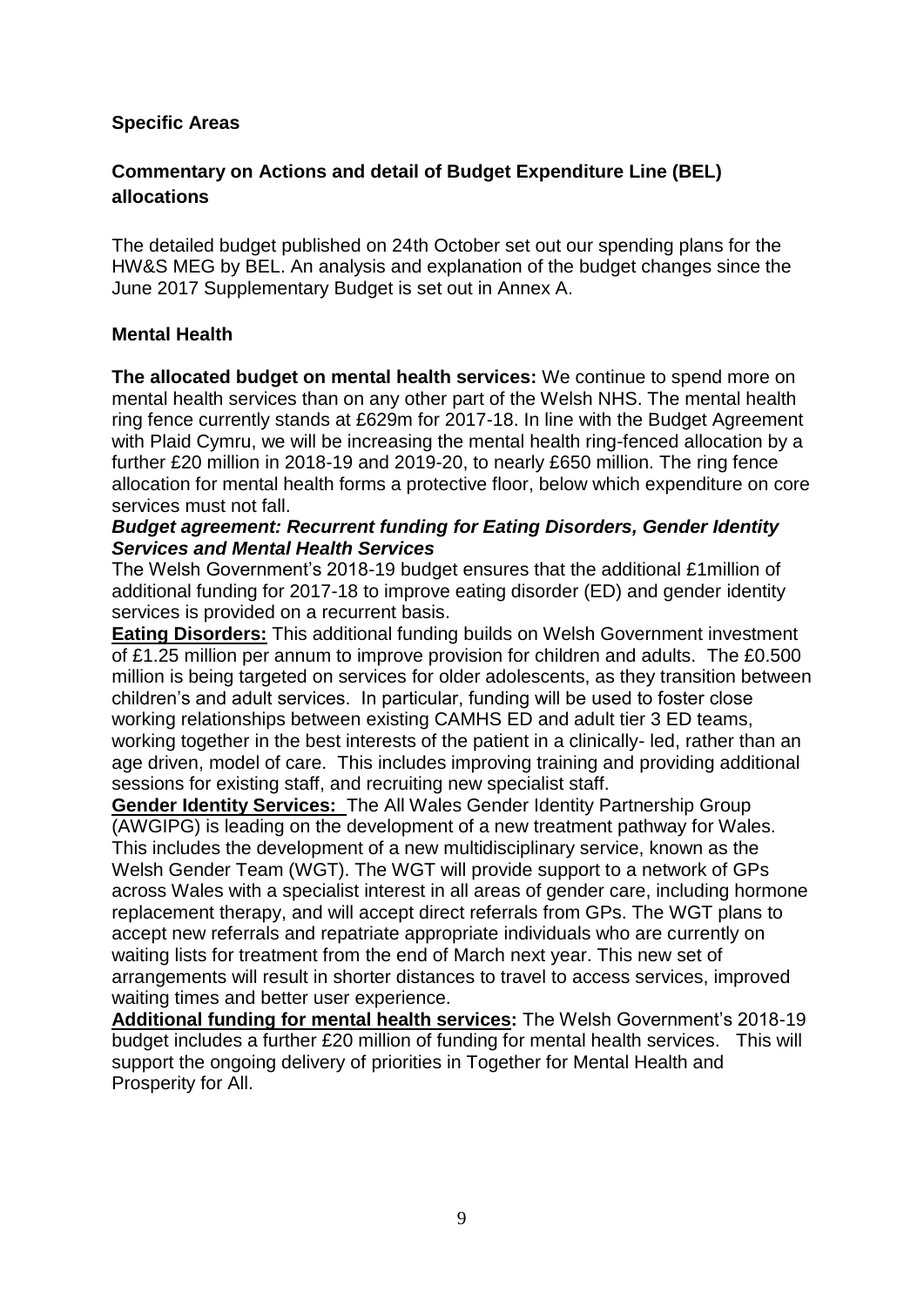## Specific Areas

## Commentary on Actions and detail of Budget Expenditure Line (BEL) allocations

The detailed budget published on 24th October set out our spending plans for the HW&S MEG by BEL. An analysis and explanation of the budget changes since the June 2017 Supplementary Budget is set out in Annex A.

### Mental Health

**The allocated budget on mental health services:** We continue to spend more on mental health services than on any other part of the Welsh NHS. The mental health ring fence currently stands at £629m for 2017-18. In line with the Budget Agreement with Plaid Cymru, we will be increasing the mental health ring-fenced allocation by a further £20 million in 2018-19 and 2019-20, to nearly £650 million. The ring fence allocation for mental health forms a protective floor, below which expenditure on core services must not fall.

***Budget agreement: Recurrent funding for Eating Disorders, Gender Identity Services and Mental Health Services***

The Welsh Government's 2018-19 budget ensures that the additional £1million of additional funding for 2017-18 to improve eating disorder (ED) and gender identity services is provided on a recurrent basis.

**Eating Disorders:** This additional funding builds on Welsh Government investment of £1.25 million per annum to improve provision for children and adults. The £0.500 million is being targeted on services for older adolescents, as they transition between children's and adult services. In particular, funding will be used to foster close working relationships between existing CAMHS ED and adult tier 3 ED teams, working together in the best interests of the patient in a clinically- led, rather than an age driven, model of care. This includes improving training and providing additional sessions for existing staff, and recruiting new specialist staff.

**Gender Identity Services:** The All Wales Gender Identity Partnership Group (AWGIPG) is leading on the development of a new treatment pathway for Wales. This includes the development of a new multidisciplinary service, known as the Welsh Gender Team (WGT). The WGT will provide support to a network of GPs across Wales with a specialist interest in all areas of gender care, including hormone replacement therapy, and will accept direct referrals from GPs. The WGT plans to accept new referrals and repatriate appropriate individuals who are currently on waiting lists for treatment from the end of March next year. This new set of arrangements will result in shorter distances to travel to access services, improved waiting times and better user experience.

**Additional funding for mental health services:** The Welsh Government's 2018-19 budget includes a further £20 million of funding for mental health services. This will support the ongoing delivery of priorities in Together for Mental Health and Prosperity for All.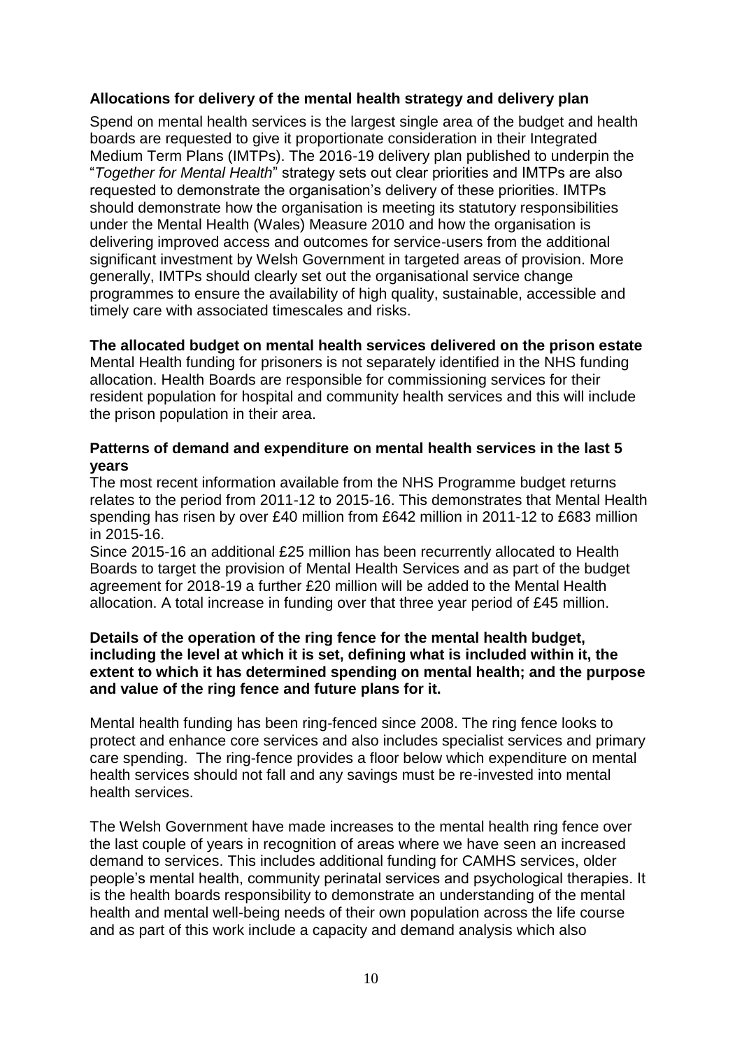**Allocations for delivery of the mental health strategy and delivery plan**

Spend on mental health services is the largest single area of the budget and health boards are requested to give it proportionate consideration in their Integrated Medium Term Plans (IMTPs). The 2016-19 delivery plan published to underpin the "*Together for Mental Health*" strategy sets out clear priorities and IMTPs are also requested to demonstrate the organisation's delivery of these priorities. IMTPs should demonstrate how the organisation is meeting its statutory responsibilities under the Mental Health (Wales) Measure 2010 and how the organisation is delivering improved access and outcomes for service-users from the additional significant investment by Welsh Government in targeted areas of provision. More generally, IMTPs should clearly set out the organisational service change programmes to ensure the availability of high quality, sustainable, accessible and timely care with associated timescales and risks.

**The allocated budget on mental health services delivered on the prison estate**

Mental Health funding for prisoners is not separately identified in the NHS funding allocation. Health Boards are responsible for commissioning services for their resident population for hospital and community health services and this will include the prison population in their area.

**Patterns of demand and expenditure on mental health services in the last 5 years**

The most recent information available from the NHS Programme budget returns relates to the period from 2011-12 to 2015-16. This demonstrates that Mental Health spending has risen by over £40 million from £642 million in 2011-12 to £683 million in 2015-16.

Since 2015-16 an additional £25 million has been recurrently allocated to Health Boards to target the provision of Mental Health Services and as part of the budget agreement for 2018-19 a further £20 million will be added to the Mental Health allocation. A total increase in funding over that three year period of £45 million.

**Details of the operation of the ring fence for the mental health budget, including the level at which it is set, defining what is included within it, the extent to which it has determined spending on mental health; and the purpose and value of the ring fence and future plans for it.**

Mental health funding has been ring-fenced since 2008. The ring fence looks to protect and enhance core services and also includes specialist services and primary care spending. The ring-fence provides a floor below which expenditure on mental health services should not fall and any savings must be re-invested into mental health services.

The Welsh Government have made increases to the mental health ring fence over the last couple of years in recognition of areas where we have seen an increased demand to services. This includes additional funding for CAMHS services, older people's mental health, community perinatal services and psychological therapies. It is the health boards responsibility to demonstrate an understanding of the mental health and mental well-being needs of their own population across the life course and as part of this work include a capacity and demand analysis which also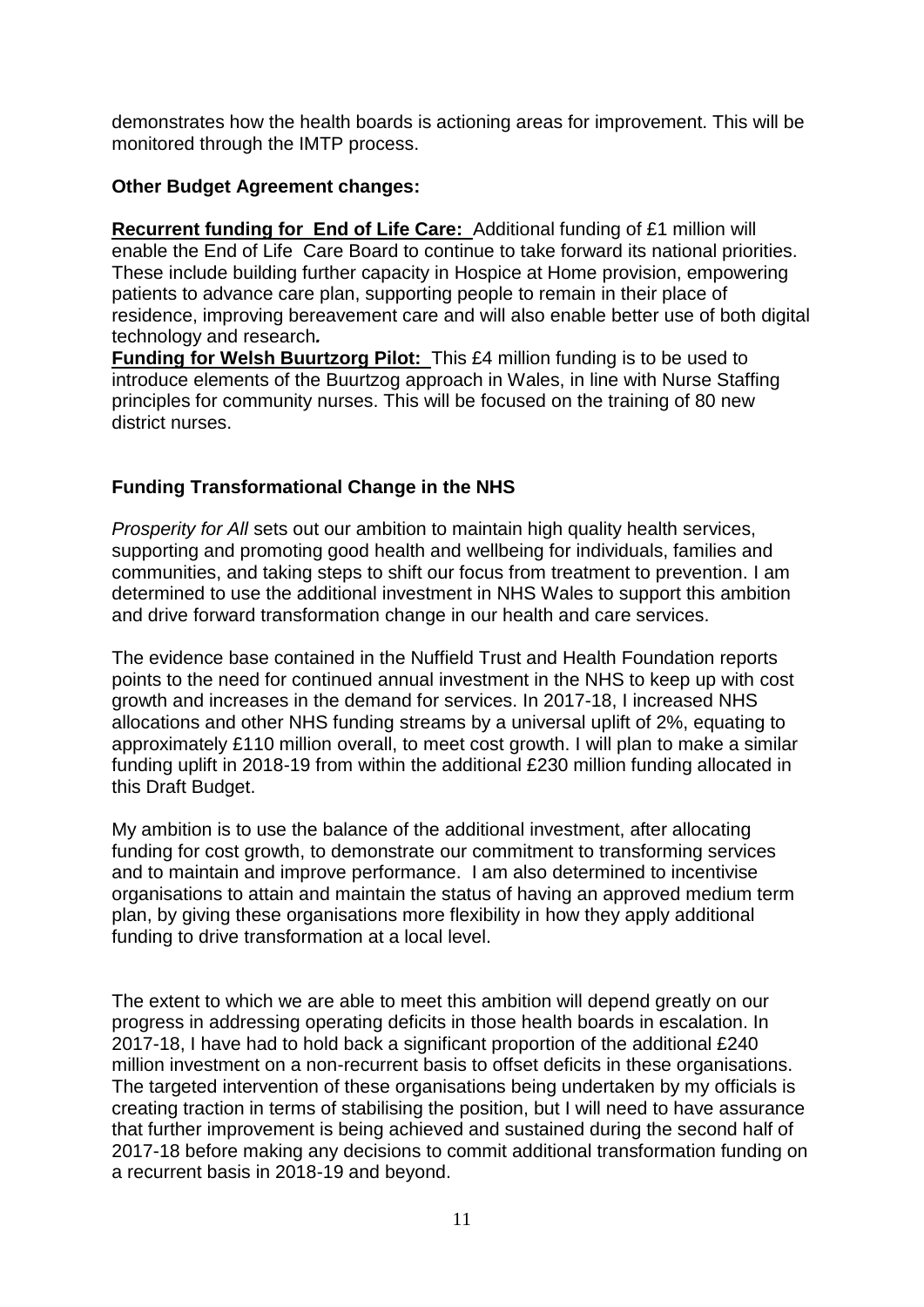demonstrates how the health boards is actioning areas for improvement. This will be monitored through the IMTP process.

**Other Budget Agreement changes:**

**Recurrent funding for End of Life Care:** Additional funding of £1 million will enable the End of Life Care Board to continue to take forward its national priorities. These include building further capacity in Hospice at Home provision, empowering patients to advance care plan, supporting people to remain in their place of residence, improving bereavement care and will also enable better use of both digital technology and research*.*

**Funding for Welsh Buurtzorg Pilot:** This £4 million funding is to be used to introduce elements of the Buurtzog approach in Wales, in line with Nurse Staffing principles for community nurses. This will be focused on the training of 80 new district nurses.

### Funding Transformational Change in the NHS

*Prosperity for All* sets out our ambition to maintain high quality health services, supporting and promoting good health and wellbeing for individuals, families and communities, and taking steps to shift our focus from treatment to prevention. I am determined to use the additional investment in NHS Wales to support this ambition and drive forward transformation change in our health and care services.

The evidence base contained in the Nuffield Trust and Health Foundation reports points to the need for continued annual investment in the NHS to keep up with cost growth and increases in the demand for services. In 2017-18, I increased NHS allocations and other NHS funding streams by a universal uplift of 2%, equating to approximately £110 million overall, to meet cost growth. I will plan to make a similar funding uplift in 2018-19 from within the additional £230 million funding allocated in this Draft Budget.

My ambition is to use the balance of the additional investment, after allocating funding for cost growth, to demonstrate our commitment to transforming services and to maintain and improve performance. I am also determined to incentivise organisations to attain and maintain the status of having an approved medium term plan, by giving these organisations more flexibility in how they apply additional funding to drive transformation at a local level.

The extent to which we are able to meet this ambition will depend greatly on our progress in addressing operating deficits in those health boards in escalation. In 2017-18, I have had to hold back a significant proportion of the additional £240 million investment on a non-recurrent basis to offset deficits in these organisations. The targeted intervention of these organisations being undertaken by my officials is creating traction in terms of stabilising the position, but I will need to have assurance that further improvement is being achieved and sustained during the second half of 2017-18 before making any decisions to commit additional transformation funding on a recurrent basis in 2018-19 and beyond.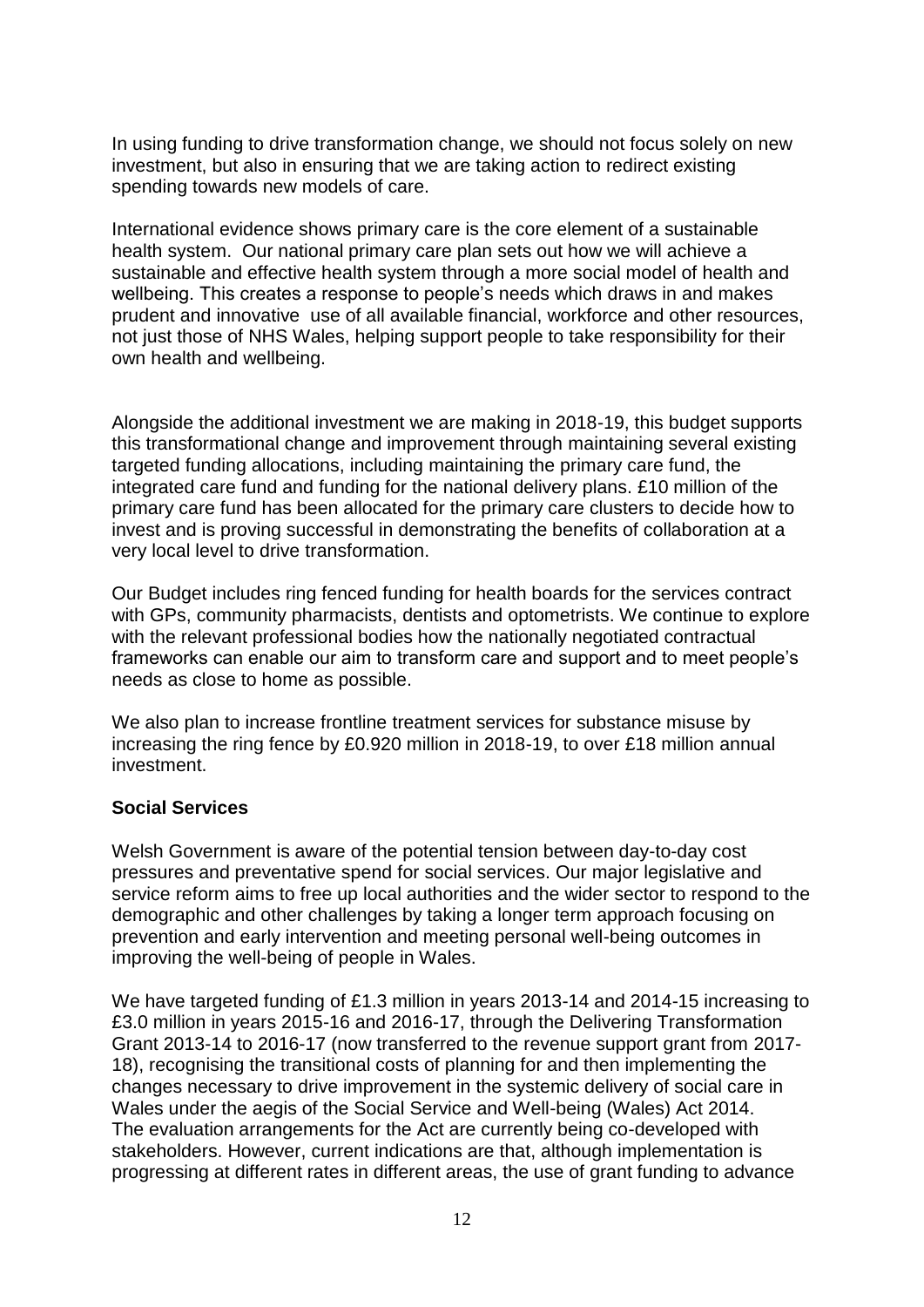In using funding to drive transformation change, we should not focus solely on new investment, but also in ensuring that we are taking action to redirect existing spending towards new models of care.

International evidence shows primary care is the core element of a sustainable health system. Our national primary care plan sets out how we will achieve a sustainable and effective health system through a more social model of health and wellbeing. This creates a response to people's needs which draws in and makes prudent and innovative use of all available financial, workforce and other resources, not just those of NHS Wales, helping support people to take responsibility for their own health and wellbeing.

Alongside the additional investment we are making in 2018-19, this budget supports this transformational change and improvement through maintaining several existing targeted funding allocations, including maintaining the primary care fund, the integrated care fund and funding for the national delivery plans. £10 million of the primary care fund has been allocated for the primary care clusters to decide how to invest and is proving successful in demonstrating the benefits of collaboration at a very local level to drive transformation.

Our Budget includes ring fenced funding for health boards for the services contract with GPs, community pharmacists, dentists and optometrists. We continue to explore with the relevant professional bodies how the nationally negotiated contractual frameworks can enable our aim to transform care and support and to meet people's needs as close to home as possible.

We also plan to increase frontline treatment services for substance misuse by increasing the ring fence by £0.920 million in 2018-19, to over £18 million annual investment.

**Social Services**

Welsh Government is aware of the potential tension between day-to-day cost pressures and preventative spend for social services. Our major legislative and service reform aims to free up local authorities and the wider sector to respond to the demographic and other challenges by taking a longer term approach focusing on prevention and early intervention and meeting personal well-being outcomes in improving the well-being of people in Wales.

We have targeted funding of £1.3 million in years 2013-14 and 2014-15 increasing to £3.0 million in years 2015-16 and 2016-17, through the Delivering Transformation Grant 2013-14 to 2016-17 (now transferred to the revenue support grant from 2017-18), recognising the transitional costs of planning for and then implementing the changes necessary to drive improvement in the systemic delivery of social care in Wales under the aegis of the Social Service and Well-being (Wales) Act 2014. The evaluation arrangements for the Act are currently being co-developed with stakeholders. However, current indications are that, although implementation is progressing at different rates in different areas, the use of grant funding to advance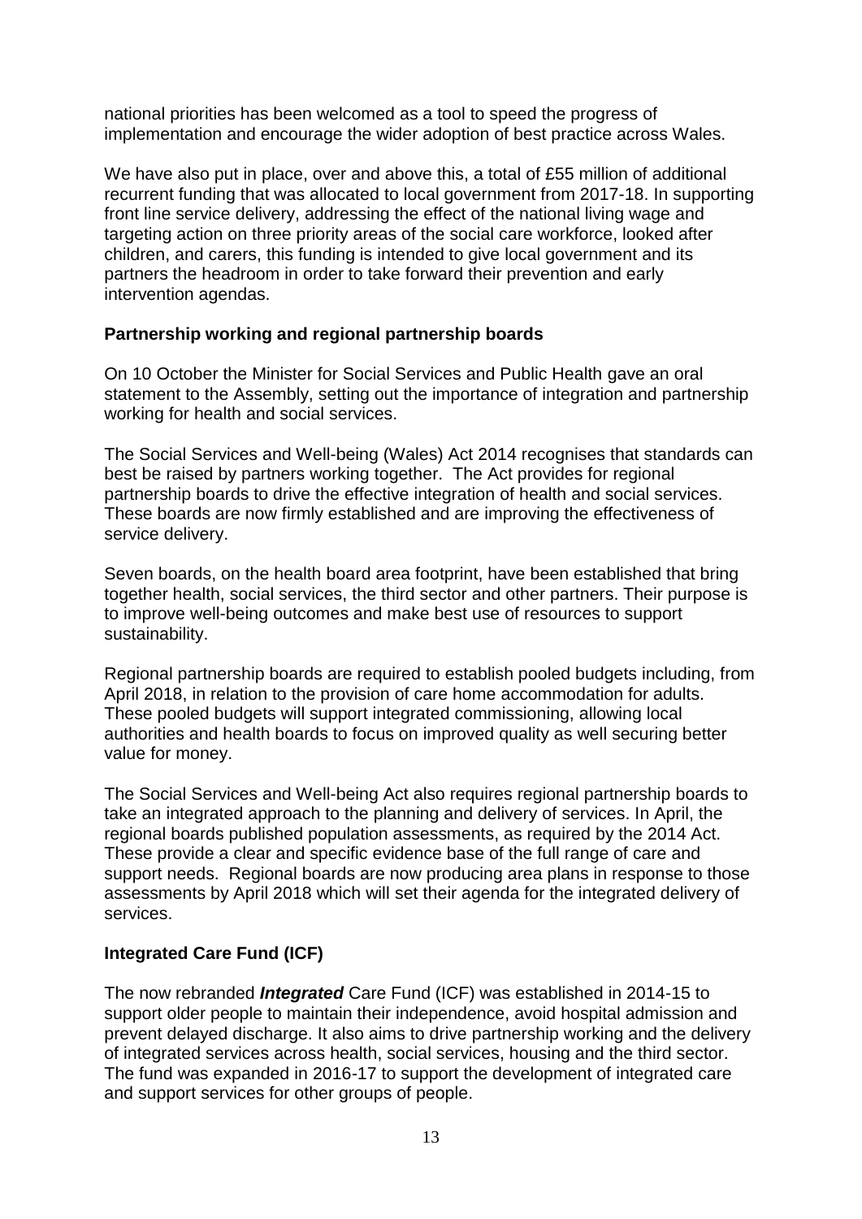national priorities has been welcomed as a tool to speed the progress of implementation and encourage the wider adoption of best practice across Wales.

We have also put in place, over and above this, a total of £55 million of additional recurrent funding that was allocated to local government from 2017-18. In supporting front line service delivery, addressing the effect of the national living wage and targeting action on three priority areas of the social care workforce, looked after children, and carers, this funding is intended to give local government and its partners the headroom in order to take forward their prevention and early intervention agendas.

**Partnership working and regional partnership boards**

On 10 October the Minister for Social Services and Public Health gave an oral statement to the Assembly, setting out the importance of integration and partnership working for health and social services.

The Social Services and Well-being (Wales) Act 2014 recognises that standards can best be raised by partners working together. The Act provides for regional partnership boards to drive the effective integration of health and social services. These boards are now firmly established and are improving the effectiveness of service delivery.

Seven boards, on the health board area footprint, have been established that bring together health, social services, the third sector and other partners. Their purpose is to improve well-being outcomes and make best use of resources to support sustainability.

Regional partnership boards are required to establish pooled budgets including, from April 2018, in relation to the provision of care home accommodation for adults. These pooled budgets will support integrated commissioning, allowing local authorities and health boards to focus on improved quality as well securing better value for money.

The Social Services and Well-being Act also requires regional partnership boards to take an integrated approach to the planning and delivery of services. In April, the regional boards published population assessments, as required by the 2014 Act. These provide a clear and specific evidence base of the full range of care and support needs. Regional boards are now producing area plans in response to those assessments by April 2018 which will set their agenda for the integrated delivery of services.

**Integrated Care Fund (ICF)**

The now rebranded ***Integrated*** Care Fund (ICF) was established in 2014-15 to support older people to maintain their independence, avoid hospital admission and prevent delayed discharge. It also aims to drive partnership working and the delivery of integrated services across health, social services, housing and the third sector. The fund was expanded in 2016-17 to support the development of integrated care and support services for other groups of people.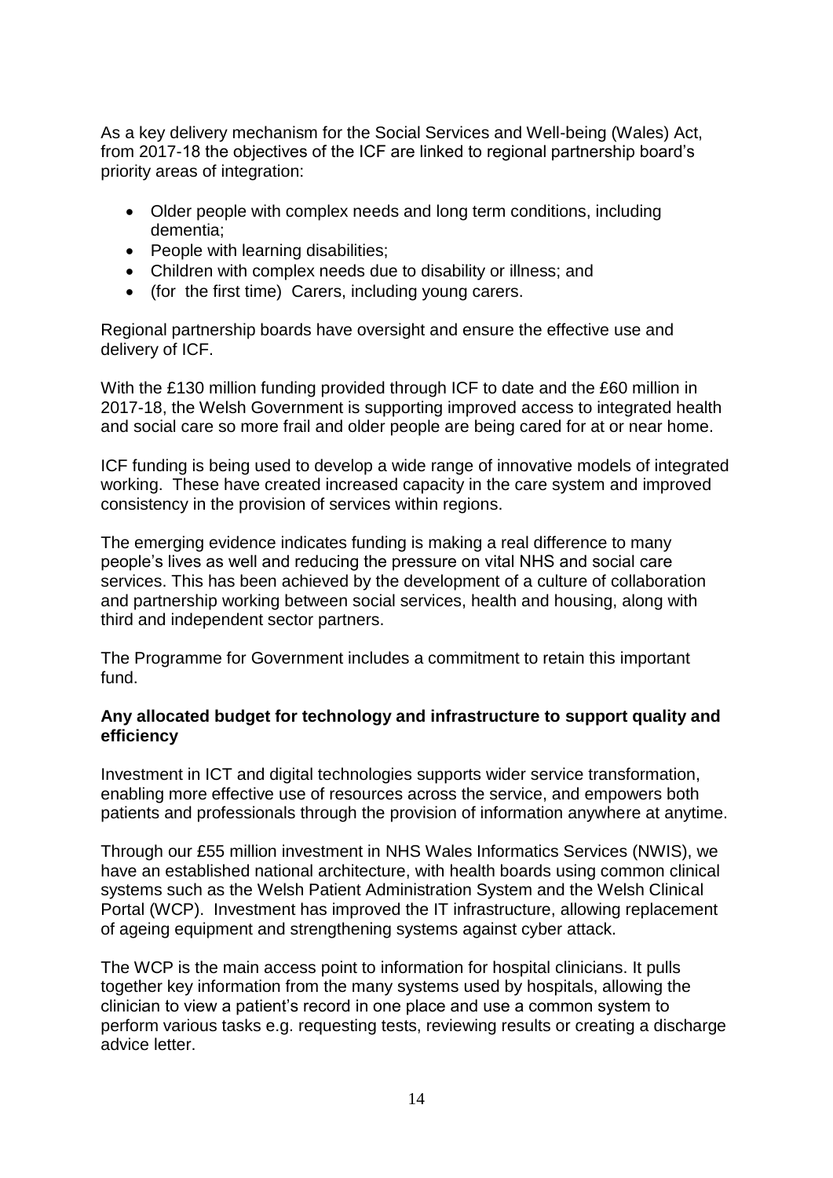As a key delivery mechanism for the Social Services and Well-being (Wales) Act, from 2017-18 the objectives of the ICF are linked to regional partnership board's priority areas of integration:

- Older people with complex needs and long term conditions, including dementia;
- People with learning disabilities;
- Children with complex needs due to disability or illness; and
- (for the first time) Carers, including young carers.

Regional partnership boards have oversight and ensure the effective use and delivery of ICF.

With the £130 million funding provided through ICF to date and the £60 million in 2017-18, the Welsh Government is supporting improved access to integrated health and social care so more frail and older people are being cared for at or near home.

ICF funding is being used to develop a wide range of innovative models of integrated working. These have created increased capacity in the care system and improved consistency in the provision of services within regions.

The emerging evidence indicates funding is making a real difference to many people's lives as well and reducing the pressure on vital NHS and social care services. This has been achieved by the development of a culture of collaboration and partnership working between social services, health and housing, along with third and independent sector partners.

The Programme for Government includes a commitment to retain this important fund.

**Any allocated budget for technology and infrastructure to support quality and efficiency**

Investment in ICT and digital technologies supports wider service transformation, enabling more effective use of resources across the service, and empowers both patients and professionals through the provision of information anywhere at anytime.

Through our £55 million investment in NHS Wales Informatics Services (NWIS), we have an established national architecture, with health boards using common clinical systems such as the Welsh Patient Administration System and the Welsh Clinical Portal (WCP). Investment has improved the IT infrastructure, allowing replacement of ageing equipment and strengthening systems against cyber attack.

The WCP is the main access point to information for hospital clinicians. It pulls together key information from the many systems used by hospitals, allowing the clinician to view a patient's record in one place and use a common system to perform various tasks e.g. requesting tests, reviewing results or creating a discharge advice letter.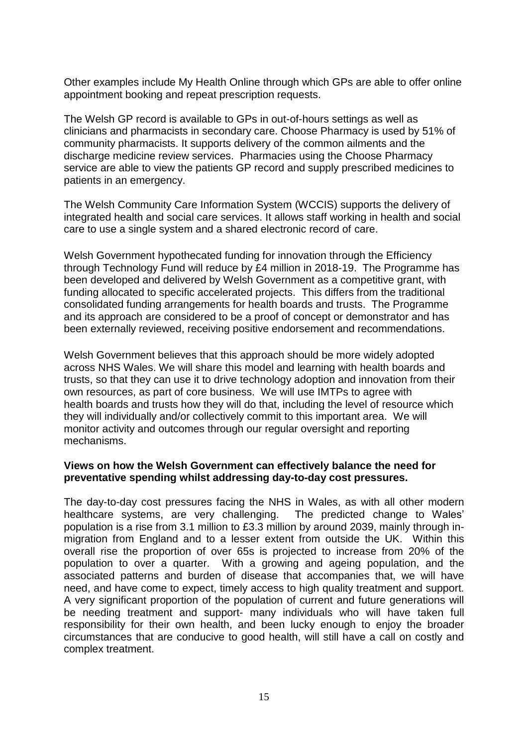Other examples include My Health Online through which GPs are able to offer online appointment booking and repeat prescription requests.

The Welsh GP record is available to GPs in out-of-hours settings as well as clinicians and pharmacists in secondary care. Choose Pharmacy is used by 51% of community pharmacists. It supports delivery of the common ailments and the discharge medicine review services. Pharmacies using the Choose Pharmacy service are able to view the patients GP record and supply prescribed medicines to patients in an emergency.

The Welsh Community Care Information System (WCCIS) supports the delivery of integrated health and social care services. It allows staff working in health and social care to use a single system and a shared electronic record of care.

Welsh Government hypothecated funding for innovation through the Efficiency through Technology Fund will reduce by £4 million in 2018-19. The Programme has been developed and delivered by Welsh Government as a competitive grant, with funding allocated to specific accelerated projects. This differs from the traditional consolidated funding arrangements for health boards and trusts. The Programme and its approach are considered to be a proof of concept or demonstrator and has been externally reviewed, receiving positive endorsement and recommendations.

Welsh Government believes that this approach should be more widely adopted across NHS Wales. We will share this model and learning with health boards and trusts, so that they can use it to drive technology adoption and innovation from their own resources, as part of core business. We will use IMTPs to agree with health boards and trusts how they will do that, including the level of resource which they will individually and/or collectively commit to this important area. We will monitor activity and outcomes through our regular oversight and reporting mechanisms.

**Views on how the Welsh Government can effectively balance the need for preventative spending whilst addressing day-to-day cost pressures.**

The day-to-day cost pressures facing the NHS in Wales, as with all other modern healthcare systems, are very challenging. The predicted change to Wales' population is a rise from 3.1 million to £3.3 million by around 2039, mainly through in-migration from England and to a lesser extent from outside the UK. Within this overall rise the proportion of over 65s is projected to increase from 20% of the population to over a quarter. With a growing and ageing population, and the associated patterns and burden of disease that accompanies that, we will have need, and have come to expect, timely access to high quality treatment and support. A very significant proportion of the population of current and future generations will be needing treatment and support- many individuals who will have taken full responsibility for their own health, and been lucky enough to enjoy the broader circumstances that are conducive to good health, will still have a call on costly and complex treatment.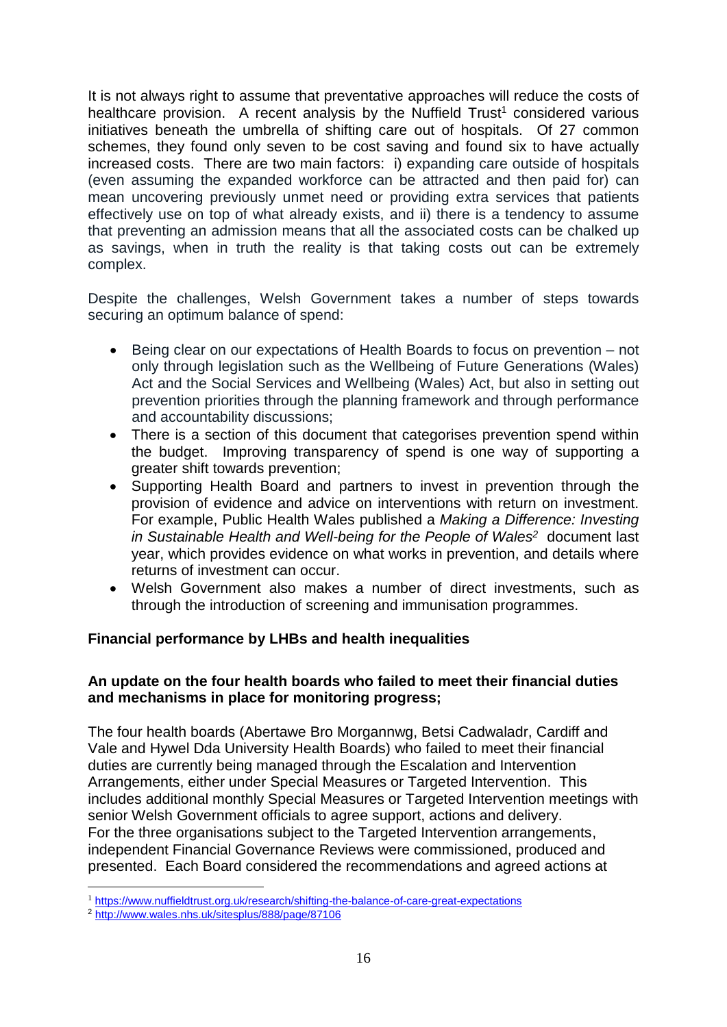It is not always right to assume that preventative approaches will reduce the costs of healthcare provision. A recent analysis by the Nuffield Trust[1] considered various initiatives beneath the umbrella of shifting care out of hospitals. Of 27 common schemes, they found only seven to be cost saving and found six to have actually increased costs. There are two main factors: i) expanding care outside of hospitals (even assuming the expanded workforce can be attracted and then paid for) can mean uncovering previously unmet need or providing extra services that patients effectively use on top of what already exists, and ii) there is a tendency to assume that preventing an admission means that all the associated costs can be chalked up as savings, when in truth the reality is that taking costs out can be extremely complex.

Despite the challenges, Welsh Government takes a number of steps towards securing an optimum balance of spend:

- Being clear on our expectations of Health Boards to focus on prevention – not only through legislation such as the Wellbeing of Future Generations (Wales) Act and the Social Services and Wellbeing (Wales) Act, but also in setting out prevention priorities through the planning framework and through performance and accountability discussions;
- There is a section of this document that categorises prevention spend within the budget. Improving transparency of spend is one way of supporting a greater shift towards prevention;
- Supporting Health Board and partners to invest in prevention through the provision of evidence and advice on interventions with return on investment. For example, Public Health Wales published a *Making a Difference: Investing in Sustainable Health and Well-being for the People of Wales*[2] document last year, which provides evidence on what works in prevention, and details where returns of investment can occur.
- Welsh Government also makes a number of direct investments, such as through the introduction of screening and immunisation programmes.

**Financial performance by LHBs and health inequalities**

**An update on the four health boards who failed to meet their financial duties and mechanisms in place for monitoring progress;**

The four health boards (Abertawe Bro Morgannwg, Betsi Cadwaladr, Cardiff and Vale and Hywel Dda University Health Boards) who failed to meet their financial duties are currently being managed through the Escalation and Intervention Arrangements, either under Special Measures or Targeted Intervention. This includes additional monthly Special Measures or Targeted Intervention meetings with senior Welsh Government officials to agree support, actions and delivery.
For the three organisations subject to the Targeted Intervention arrangements, independent Financial Governance Reviews were commissioned, produced and presented. Each Board considered the recommendations and agreed actions at

---

[1] https://www.nuffieldtrust.org.uk/research/shifting-the-balance-of-care-great-expectations

[2] http://www.wales.nhs.uk/sitesplus/888/page/87106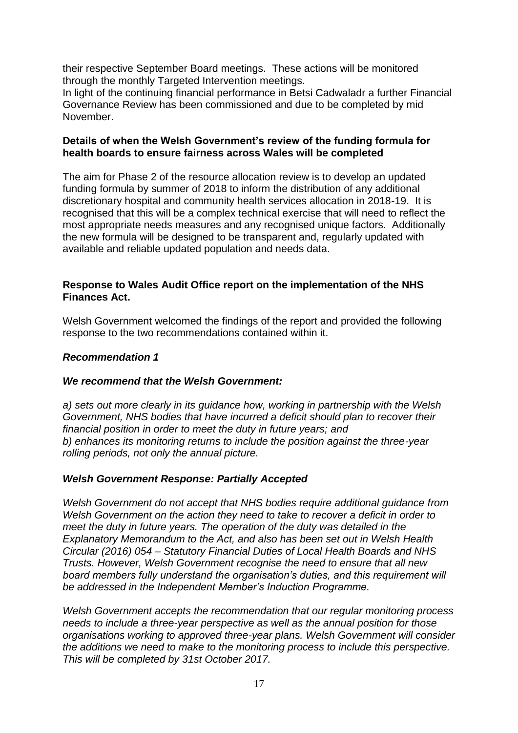their respective September Board meetings. These actions will be monitored through the monthly Targeted Intervention meetings.
In light of the continuing financial performance in Betsi Cadwaladr a further Financial Governance Review has been commissioned and due to be completed by mid November.

**Details of when the Welsh Government's review of the funding formula for health boards to ensure fairness across Wales will be completed**

The aim for Phase 2 of the resource allocation review is to develop an updated funding formula by summer of 2018 to inform the distribution of any additional discretionary hospital and community health services allocation in 2018-19. It is recognised that this will be a complex technical exercise that will need to reflect the most appropriate needs measures and any recognised unique factors. Additionally the new formula will be designed to be transparent and, regularly updated with available and reliable updated population and needs data.

**Response to Wales Audit Office report on the implementation of the NHS Finances Act.**

Welsh Government welcomed the findings of the report and provided the following response to the two recommendations contained within it.

***Recommendation 1***

***We recommend that the Welsh Government:***

*a) sets out more clearly in its guidance how, working in partnership with the Welsh Government, NHS bodies that have incurred a deficit should plan to recover their financial position in order to meet the duty in future years; and*
*b) enhances its monitoring returns to include the position against the three-year rolling periods, not only the annual picture.*

***Welsh Government Response: Partially Accepted***

*Welsh Government do not accept that NHS bodies require additional guidance from Welsh Government on the action they need to take to recover a deficit in order to meet the duty in future years. The operation of the duty was detailed in the Explanatory Memorandum to the Act, and also has been set out in Welsh Health Circular (2016) 054 – Statutory Financial Duties of Local Health Boards and NHS Trusts. However, Welsh Government recognise the need to ensure that all new board members fully understand the organisation's duties, and this requirement will be addressed in the Independent Member's Induction Programme.*

*Welsh Government accepts the recommendation that our regular monitoring process needs to include a three-year perspective as well as the annual position for those organisations working to approved three-year plans. Welsh Government will consider the additions we need to make to the monitoring process to include this perspective. This will be completed by 31st October 2017.*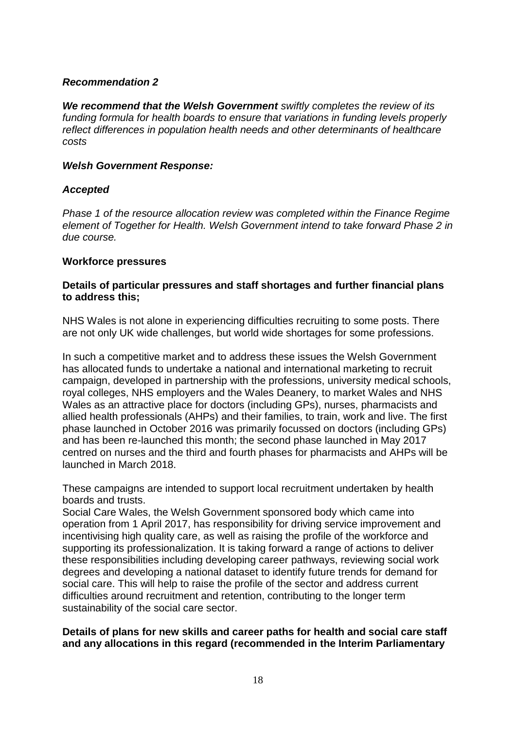***Recommendation 2***

***We recommend that the Welsh Government** swiftly completes the review of its funding formula for health boards to ensure that variations in funding levels properly reflect differences in population health needs and other determinants of healthcare costs*

***Welsh Government Response:***

***Accepted***

*Phase 1 of the resource allocation review was completed within the Finance Regime element of Together for Health. Welsh Government intend to take forward Phase 2 in due course.*

**Workforce pressures**

**Details of particular pressures and staff shortages and further financial plans to address this;**

NHS Wales is not alone in experiencing difficulties recruiting to some posts. There are not only UK wide challenges, but world wide shortages for some professions.

In such a competitive market and to address these issues the Welsh Government has allocated funds to undertake a national and international marketing to recruit campaign, developed in partnership with the professions, university medical schools, royal colleges, NHS employers and the Wales Deanery, to market Wales and NHS Wales as an attractive place for doctors (including GPs), nurses, pharmacists and allied health professionals (AHPs) and their families, to train, work and live. The first phase launched in October 2016 was primarily focussed on doctors (including GPs) and has been re-launched this month; the second phase launched in May 2017 centred on nurses and the third and fourth phases for pharmacists and AHPs will be launched in March 2018.

These campaigns are intended to support local recruitment undertaken by health boards and trusts.

Social Care Wales, the Welsh Government sponsored body which came into operation from 1 April 2017, has responsibility for driving service improvement and incentivising high quality care, as well as raising the profile of the workforce and supporting its professionalization. It is taking forward a range of actions to deliver these responsibilities including developing career pathways, reviewing social work degrees and developing a national dataset to identify future trends for demand for social care. This will help to raise the profile of the sector and address current difficulties around recruitment and retention, contributing to the longer term sustainability of the social care sector.

**Details of plans for new skills and career paths for health and social care staff and any allocations in this regard (recommended in the Interim Parliamentary**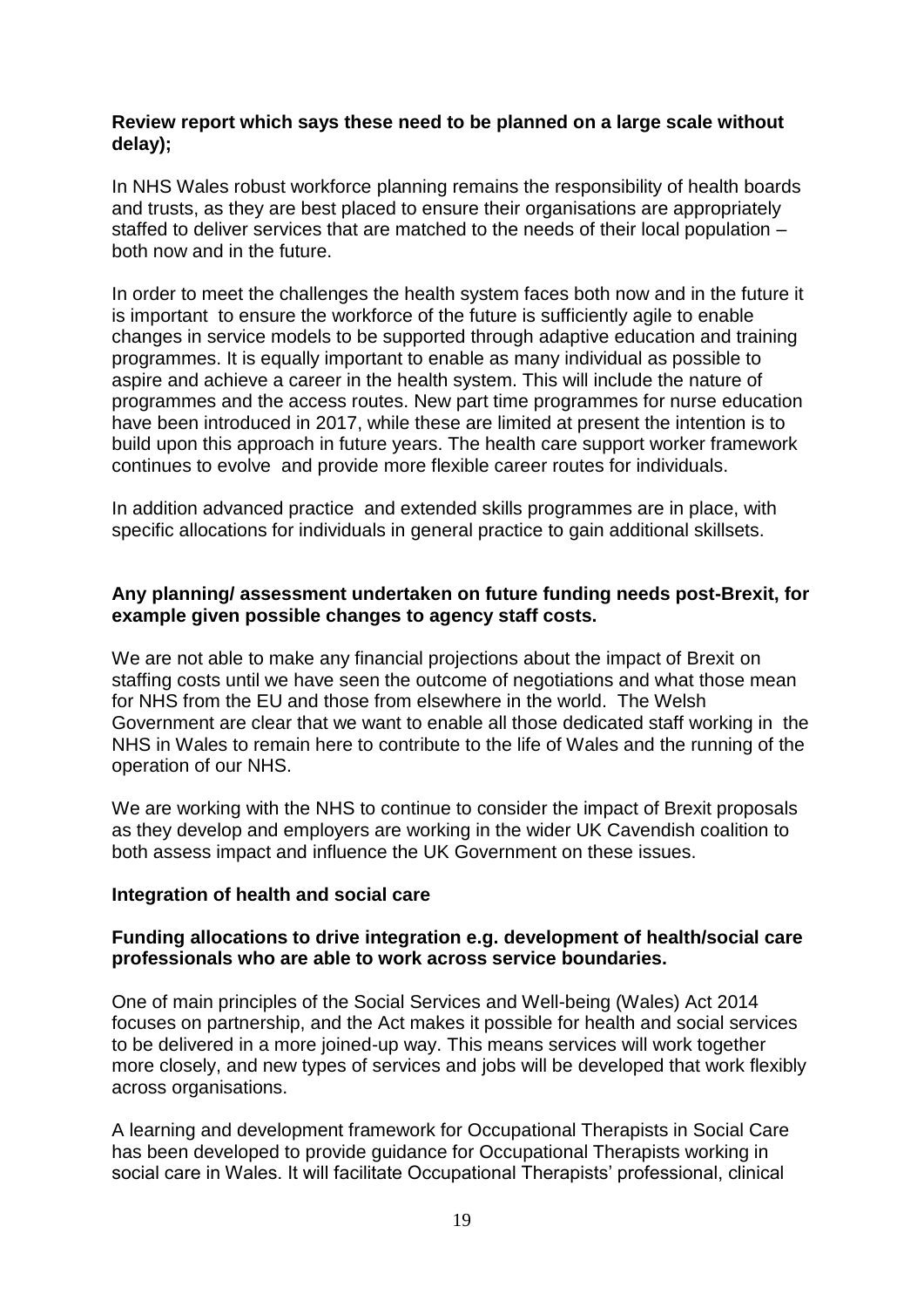**Review report which says these need to be planned on a large scale without delay);**

In NHS Wales robust workforce planning remains the responsibility of health boards and trusts, as they are best placed to ensure their organisations are appropriately staffed to deliver services that are matched to the needs of their local population – both now and in the future.

In order to meet the challenges the health system faces both now and in the future it is important to ensure the workforce of the future is sufficiently agile to enable changes in service models to be supported through adaptive education and training programmes. It is equally important to enable as many individual as possible to aspire and achieve a career in the health system. This will include the nature of programmes and the access routes. New part time programmes for nurse education have been introduced in 2017, while these are limited at present the intention is to build upon this approach in future years. The health care support worker framework continues to evolve and provide more flexible career routes for individuals.

In addition advanced practice and extended skills programmes are in place, with specific allocations for individuals in general practice to gain additional skillsets.

**Any planning/ assessment undertaken on future funding needs post-Brexit, for example given possible changes to agency staff costs.**

We are not able to make any financial projections about the impact of Brexit on staffing costs until we have seen the outcome of negotiations and what those mean for NHS from the EU and those from elsewhere in the world. The Welsh Government are clear that we want to enable all those dedicated staff working in the NHS in Wales to remain here to contribute to the life of Wales and the running of the operation of our NHS.

We are working with the NHS to continue to consider the impact of Brexit proposals as they develop and employers are working in the wider UK Cavendish coalition to both assess impact and influence the UK Government on these issues.

**Integration of health and social care**

**Funding allocations to drive integration e.g. development of health/social care professionals who are able to work across service boundaries.**

One of main principles of the Social Services and Well-being (Wales) Act 2014 focuses on partnership, and the Act makes it possible for health and social services to be delivered in a more joined-up way. This means services will work together more closely, and new types of services and jobs will be developed that work flexibly across organisations.

A learning and development framework for Occupational Therapists in Social Care has been developed to provide guidance for Occupational Therapists working in social care in Wales. It will facilitate Occupational Therapists' professional, clinical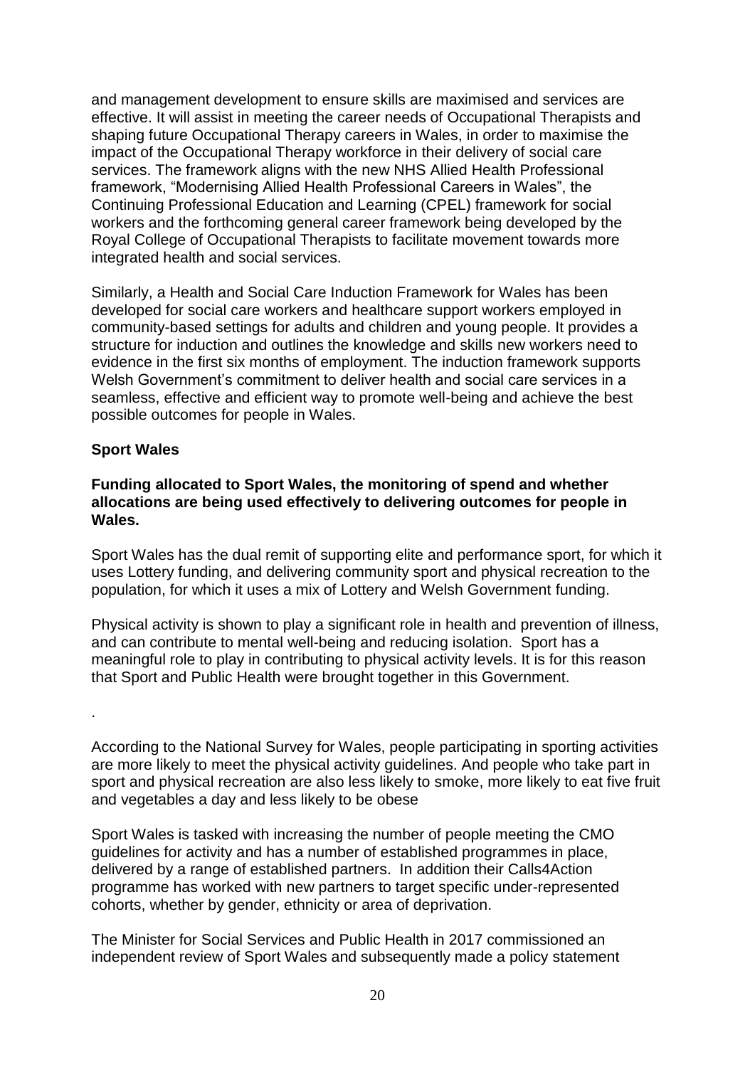and management development to ensure skills are maximised and services are effective. It will assist in meeting the career needs of Occupational Therapists and shaping future Occupational Therapy careers in Wales, in order to maximise the impact of the Occupational Therapy workforce in their delivery of social care services. The framework aligns with the new NHS Allied Health Professional framework, "Modernising Allied Health Professional Careers in Wales", the Continuing Professional Education and Learning (CPEL) framework for social workers and the forthcoming general career framework being developed by the Royal College of Occupational Therapists to facilitate movement towards more integrated health and social services.

Similarly, a Health and Social Care Induction Framework for Wales has been developed for social care workers and healthcare support workers employed in community-based settings for adults and children and young people. It provides a structure for induction and outlines the knowledge and skills new workers need to evidence in the first six months of employment. The induction framework supports Welsh Government's commitment to deliver health and social care services in a seamless, effective and efficient way to promote well-being and achieve the best possible outcomes for people in Wales.

**Sport Wales**

**Funding allocated to Sport Wales, the monitoring of spend and whether allocations are being used effectively to delivering outcomes for people in Wales.**

Sport Wales has the dual remit of supporting elite and performance sport, for which it uses Lottery funding, and delivering community sport and physical recreation to the population, for which it uses a mix of Lottery and Welsh Government funding.

Physical activity is shown to play a significant role in health and prevention of illness, and can contribute to mental well-being and reducing isolation. Sport has a meaningful role to play in contributing to physical activity levels. It is for this reason that Sport and Public Health were brought together in this Government.

.

According to the National Survey for Wales, people participating in sporting activities are more likely to meet the physical activity guidelines. And people who take part in sport and physical recreation are also less likely to smoke, more likely to eat five fruit and vegetables a day and less likely to be obese

Sport Wales is tasked with increasing the number of people meeting the CMO guidelines for activity and has a number of established programmes in place, delivered by a range of established partners. In addition their Calls4Action programme has worked with new partners to target specific under-represented cohorts, whether by gender, ethnicity or area of deprivation.

The Minister for Social Services and Public Health in 2017 commissioned an independent review of Sport Wales and subsequently made a policy statement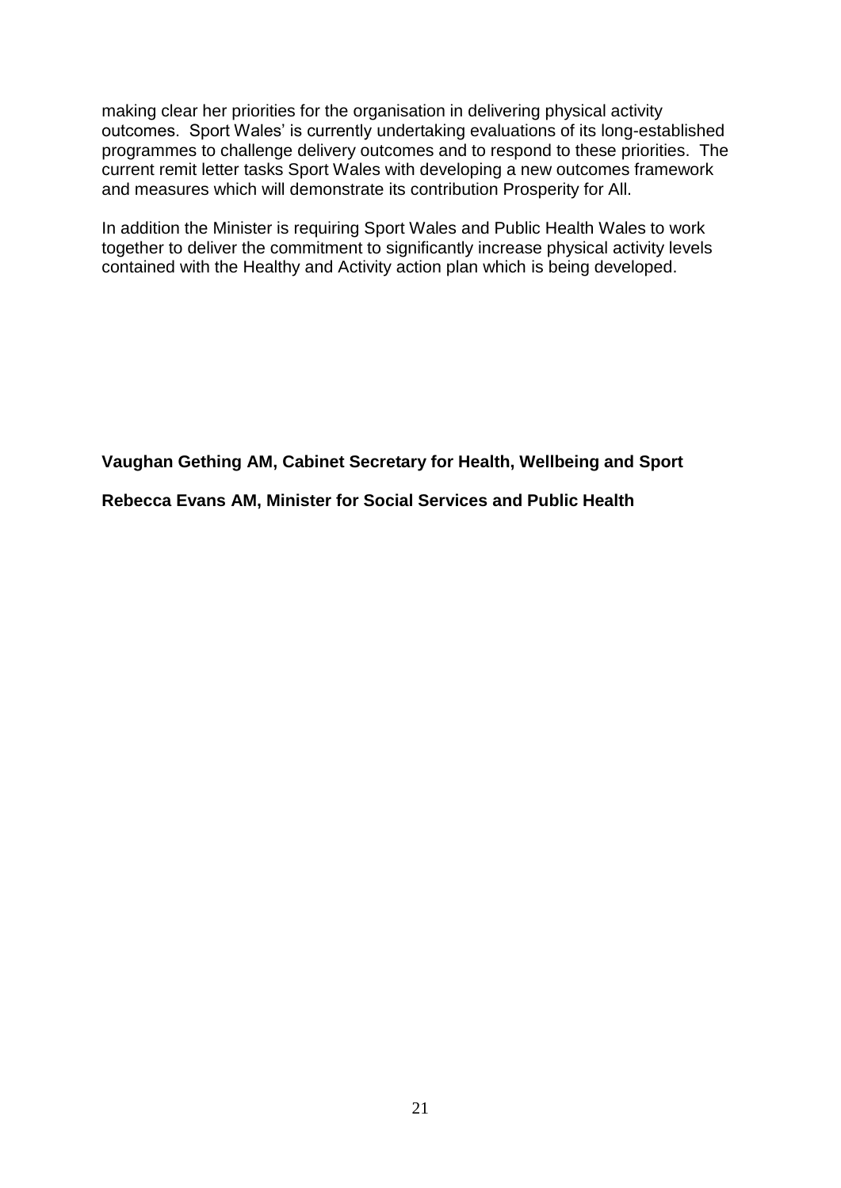making clear her priorities for the organisation in delivering physical activity outcomes. Sport Wales' is currently undertaking evaluations of its long-established programmes to challenge delivery outcomes and to respond to these priorities. The current remit letter tasks Sport Wales with developing a new outcomes framework and measures which will demonstrate its contribution Prosperity for All.

In addition the Minister is requiring Sport Wales and Public Health Wales to work together to deliver the commitment to significantly increase physical activity levels contained with the Healthy and Activity action plan which is being developed.

**Vaughan Gething AM, Cabinet Secretary for Health, Wellbeing and Sport**

**Rebecca Evans AM, Minister for Social Services and Public Health**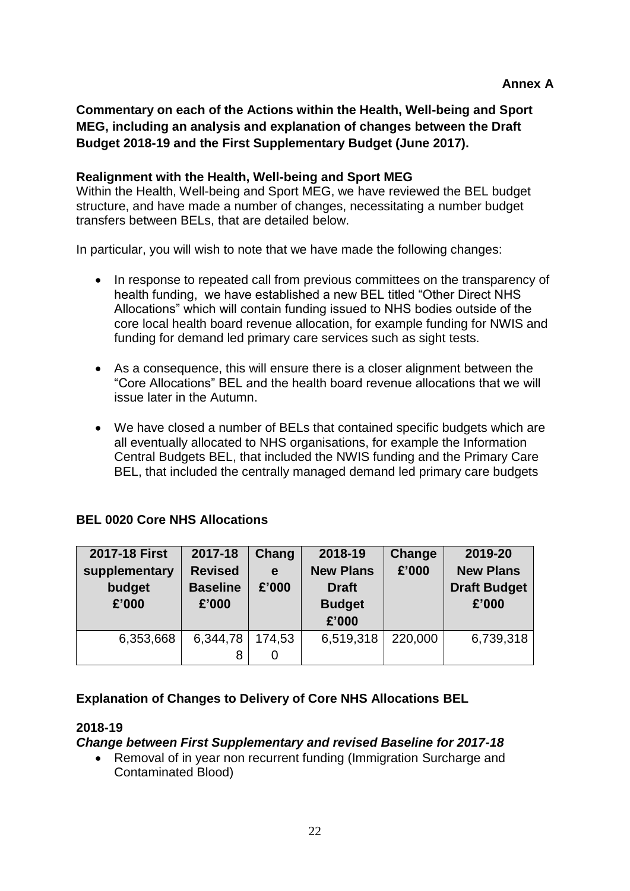**Annex A**

**Commentary on each of the Actions within the Health, Well-being and Sport MEG, including an analysis and explanation of changes between the Draft Budget 2018-19 and the First Supplementary Budget (June 2017).**

**Realignment with the Health, Well-being and Sport MEG**

Within the Health, Well-being and Sport MEG, we have reviewed the BEL budget structure, and have made a number of changes, necessitating a number budget transfers between BELs, that are detailed below.

In particular, you will wish to note that we have made the following changes:

- In response to repeated call from previous committees on the transparency of health funding, we have established a new BEL titled "Other Direct NHS Allocations" which will contain funding issued to NHS bodies outside of the core local health board revenue allocation, for example funding for NWIS and funding for demand led primary care services such as sight tests.
- As a consequence, this will ensure there is a closer alignment between the "Core Allocations" BEL and the health board revenue allocations that we will issue later in the Autumn.
- We have closed a number of BELs that contained specific budgets which are all eventually allocated to NHS organisations, for example the Information Central Budgets BEL, that included the NWIS funding and the Primary Care BEL, that included the centrally managed demand led primary care budgets

**BEL 0020 Core NHS Allocations**

| 2017-18 First supplementary budget £'000 | 2017-18 Revised Baseline £'000 | Change £'000 | 2018-19 New Plans Draft Budget £'000 | Change £'000 | 2019-20 New Plans Draft Budget £'000 |
|---|---|---|---|---|---|
| 6,353,668 | 6,344,788 | 174,530 | 6,519,318 | 220,000 | 6,739,318 |

**Explanation of Changes to Delivery of Core NHS Allocations BEL**

**2018-19**

***Change between First Supplementary and revised Baseline for 2017-18***

- Removal of in year non recurrent funding (Immigration Surcharge and Contaminated Blood)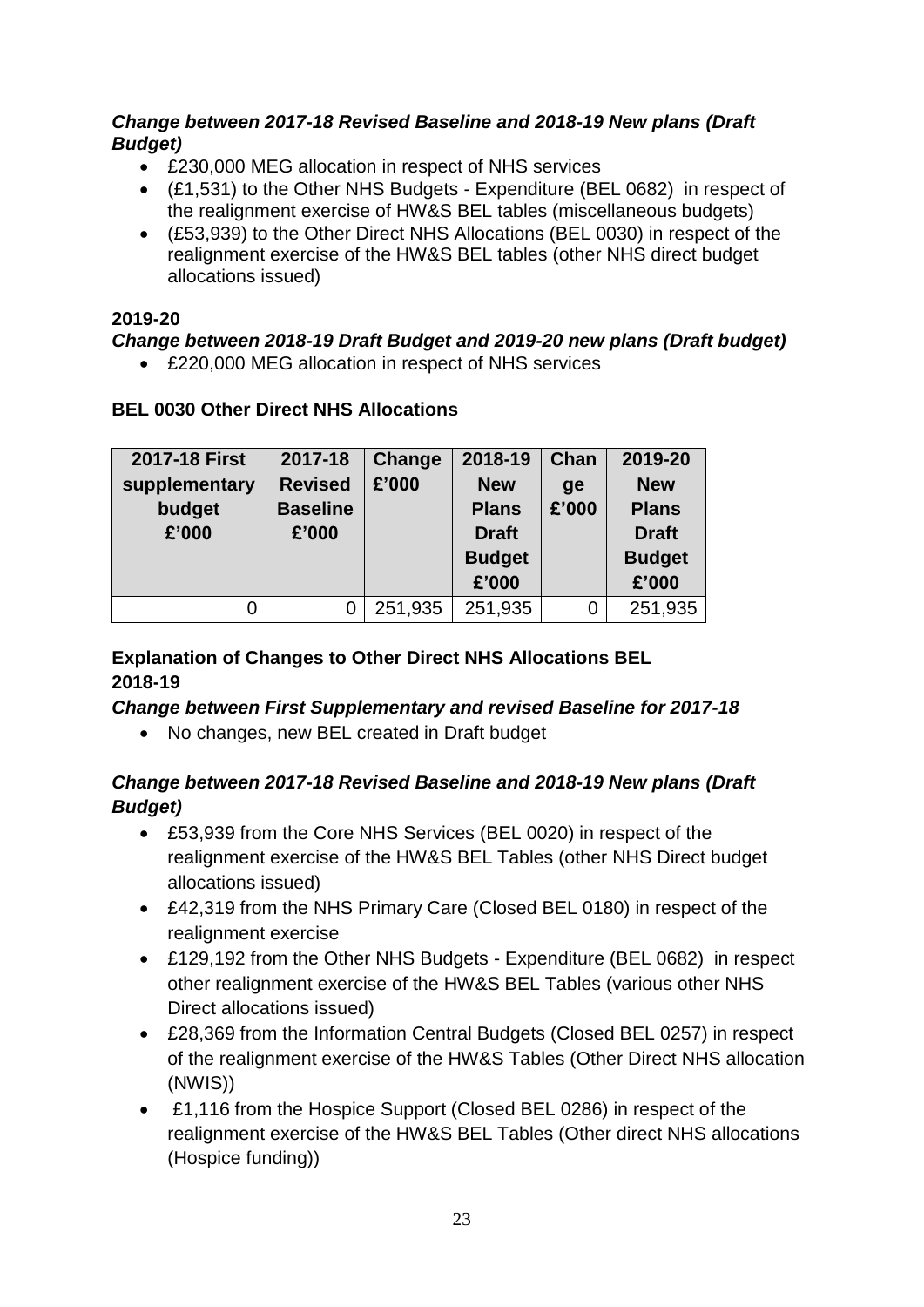***Change between 2017-18 Revised Baseline and 2018-19 New plans (Draft Budget)***

- £230,000 MEG allocation in respect of NHS services
- (£1,531) to the Other NHS Budgets - Expenditure (BEL 0682) in respect of the realignment exercise of HW&S BEL tables (miscellaneous budgets)
- (£53,939) to the Other Direct NHS Allocations (BEL 0030) in respect of the realignment exercise of the HW&S BEL tables (other NHS direct budget allocations issued)

**2019-20**

***Change between 2018-19 Draft Budget and 2019-20 new plans (Draft budget)***

- £220,000 MEG allocation in respect of NHS services

**BEL 0030 Other Direct NHS Allocations**

| 2017-18 First supplementary budget £'000 | 2017-18 Revised Baseline £'000 | Change £'000 | 2018-19 New Plans Draft Budget £'000 | Change £'000 | 2019-20 New Plans Draft Budget £'000 |
|---|---|---|---|---|---|
| 0 | 0 | 251,935 | 251,935 | 0 | 251,935 |

**Explanation of Changes to Other Direct NHS Allocations BEL**
**2018-19**

***Change between First Supplementary and revised Baseline for 2017-18***

- No changes, new BEL created in Draft budget

***Change between 2017-18 Revised Baseline and 2018-19 New plans (Draft Budget)***

- £53,939 from the Core NHS Services (BEL 0020) in respect of the realignment exercise of the HW&S BEL Tables (other NHS Direct budget allocations issued)
- £42,319 from the NHS Primary Care (Closed BEL 0180) in respect of the realignment exercise
- £129,192 from the Other NHS Budgets - Expenditure (BEL 0682) in respect other realignment exercise of the HW&S BEL Tables (various other NHS Direct allocations issued)
- £28,369 from the Information Central Budgets (Closed BEL 0257) in respect of the realignment exercise of the HW&S Tables (Other Direct NHS allocation (NWIS))
- £1,116 from the Hospice Support (Closed BEL 0286) in respect of the realignment exercise of the HW&S BEL Tables (Other direct NHS allocations (Hospice funding))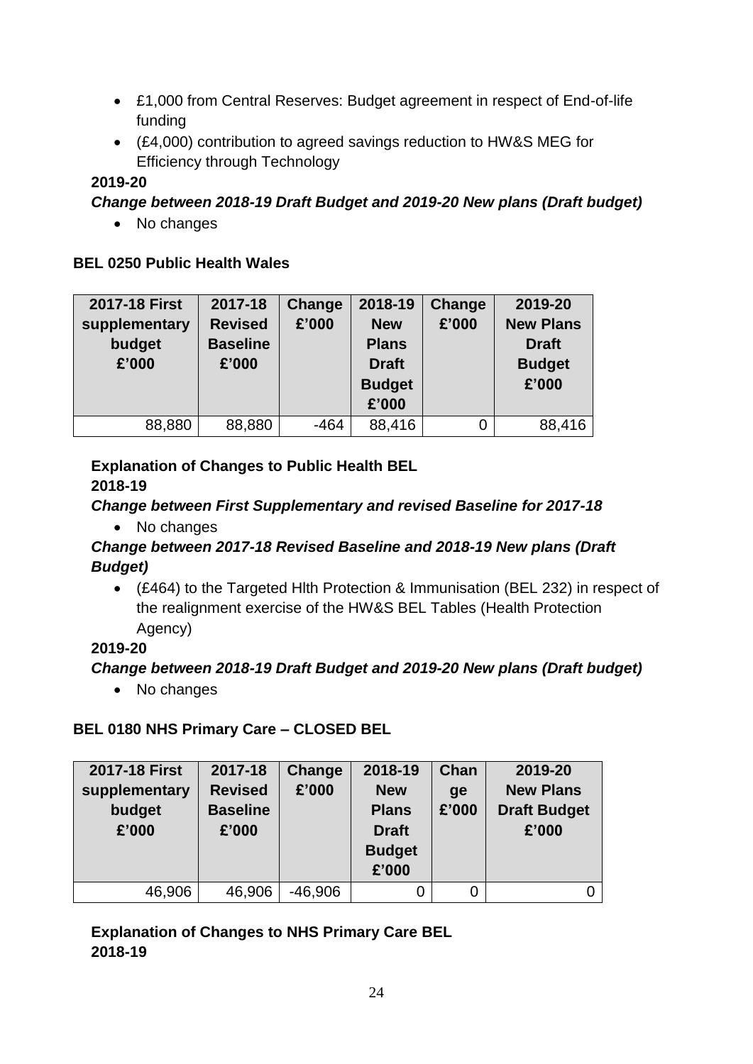- £1,000 from Central Reserves: Budget agreement in respect of End-of-life funding
- (£4,000) contribution to agreed savings reduction to HW&S MEG for Efficiency through Technology

**2019-20**

***Change between 2018-19 Draft Budget and 2019-20 New plans (Draft budget)***

- No changes

**BEL 0250 Public Health Wales**

| 2017-18 First supplementary budget £'000 | 2017-18 Revised Baseline £'000 | Change £'000 | 2018-19 New Plans Draft Budget £'000 | Change £'000 | 2019-20 New Plans Draft Budget £'000 |
|---|---|---|---|---|---|
| 88,880 | 88,880 | -464 | 88,416 | 0 | 88,416 |

**Explanation of Changes to Public Health BEL**

**2018-19**

***Change between First Supplementary and revised Baseline for 2017-18***

- No changes

***Change between 2017-18 Revised Baseline and 2018-19 New plans (Draft Budget)***

- (£464) to the Targeted Hlth Protection & Immunisation (BEL 232) in respect of the realignment exercise of the HW&S BEL Tables (Health Protection Agency)

**2019-20**

***Change between 2018-19 Draft Budget and 2019-20 New plans (Draft budget)***

- No changes

**BEL 0180 NHS Primary Care – CLOSED BEL**

| 2017-18 First supplementary budget £'000 | 2017-18 Revised Baseline £'000 | Change £'000 | 2018-19 New Plans Draft Budget £'000 | Change £'000 | 2019-20 New Plans Draft Budget £'000 |
|---|---|---|---|---|---|
| 46,906 | 46,906 | -46,906 | 0 | 0 | 0 |

**Explanation of Changes to NHS Primary Care BEL**

**2018-19**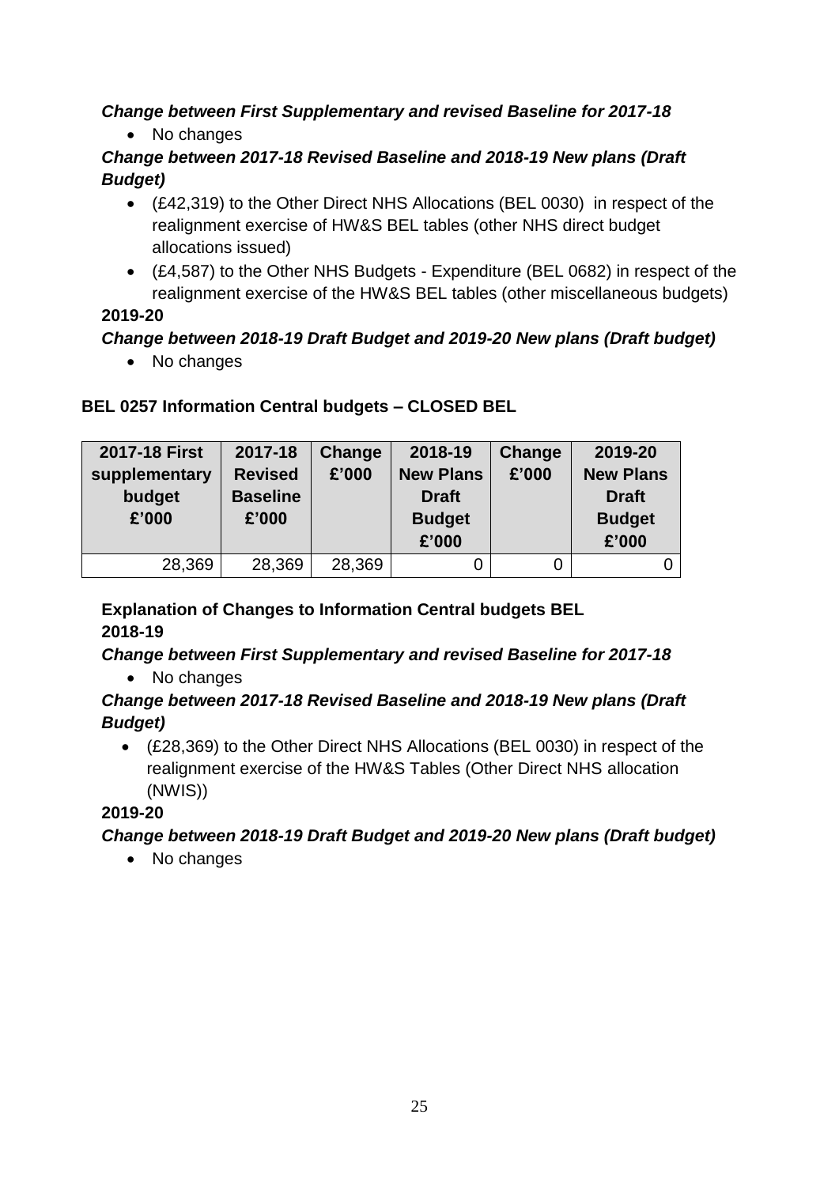***Change between First Supplementary and revised Baseline for 2017-18***

- No changes

***Change between 2017-18 Revised Baseline and 2018-19 New plans (Draft Budget)***

- (£42,319) to the Other Direct NHS Allocations (BEL 0030) in respect of the realignment exercise of HW&S BEL tables (other NHS direct budget allocations issued)
- (£4,587) to the Other NHS Budgets - Expenditure (BEL 0682) in respect of the realignment exercise of the HW&S BEL tables (other miscellaneous budgets)

**2019-20**

***Change between 2018-19 Draft Budget and 2019-20 New plans (Draft budget)***

- No changes

**BEL 0257 Information Central budgets – CLOSED BEL**

| 2017-18 First supplementary budget £'000 | 2017-18 Revised Baseline £'000 | Change £'000 | 2018-19 New Plans Draft Budget £'000 | Change £'000 | 2019-20 New Plans Draft Budget £'000 |
|---|---|---|---|---|---|
| 28,369 | 28,369 | 28,369 | 0 | 0 | 0 |

**Explanation of Changes to Information Central budgets BEL**

**2018-19**

***Change between First Supplementary and revised Baseline for 2017-18***

- No changes

***Change between 2017-18 Revised Baseline and 2018-19 New plans (Draft Budget)***

- (£28,369) to the Other Direct NHS Allocations (BEL 0030) in respect of the realignment exercise of the HW&S Tables (Other Direct NHS allocation (NWIS))

**2019-20**

***Change between 2018-19 Draft Budget and 2019-20 New plans (Draft budget)***

- No changes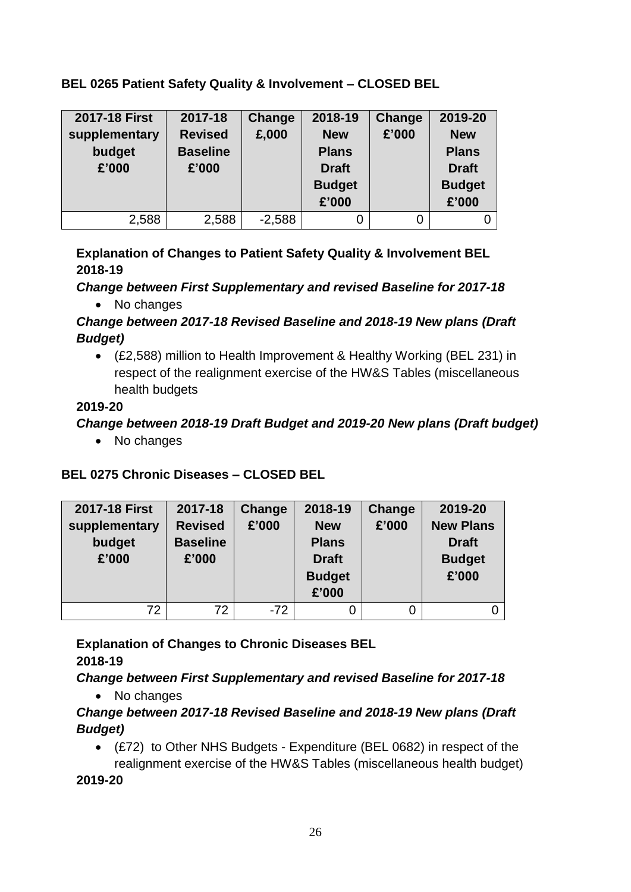**BEL 0265 Patient Safety Quality & Involvement – CLOSED BEL**

| 2017-18 First supplementary budget £'000 | 2017-18 Revised Baseline £'000 | Change £,000 | 2018-19 New Plans Draft Budget £'000 | Change £'000 | 2019-20 New Plans Draft Budget £'000 |
|---|---|---|---|---|---|
| 2,588 | 2,588 | -2,588 | 0 | 0 | 0 |

**Explanation of Changes to Patient Safety Quality & Involvement BEL**
**2018-19**

***Change between First Supplementary and revised Baseline for 2017-18***

- No changes

***Change between 2017-18 Revised Baseline and 2018-19 New plans (Draft Budget)***

- (£2,588) million to Health Improvement & Healthy Working (BEL 231) in respect of the realignment exercise of the HW&S Tables (miscellaneous health budgets

**2019-20**

***Change between 2018-19 Draft Budget and 2019-20 New plans (Draft budget)***

- No changes

**BEL 0275 Chronic Diseases – CLOSED BEL**

| 2017-18 First supplementary budget £'000 | 2017-18 Revised Baseline £'000 | Change £'000 | 2018-19 New Plans Draft Budget £'000 | Change £'000 | 2019-20 New Plans Draft Budget £'000 |
|---|---|---|---|---|---|
| 72 | 72 | -72 | 0 | 0 | 0 |

**Explanation of Changes to Chronic Diseases BEL**
**2018-19**

***Change between First Supplementary and revised Baseline for 2017-18***

- No changes

***Change between 2017-18 Revised Baseline and 2018-19 New plans (Draft Budget)***

- (£72) to Other NHS Budgets - Expenditure (BEL 0682) in respect of the realignment exercise of the HW&S Tables (miscellaneous health budget)

**2019-20**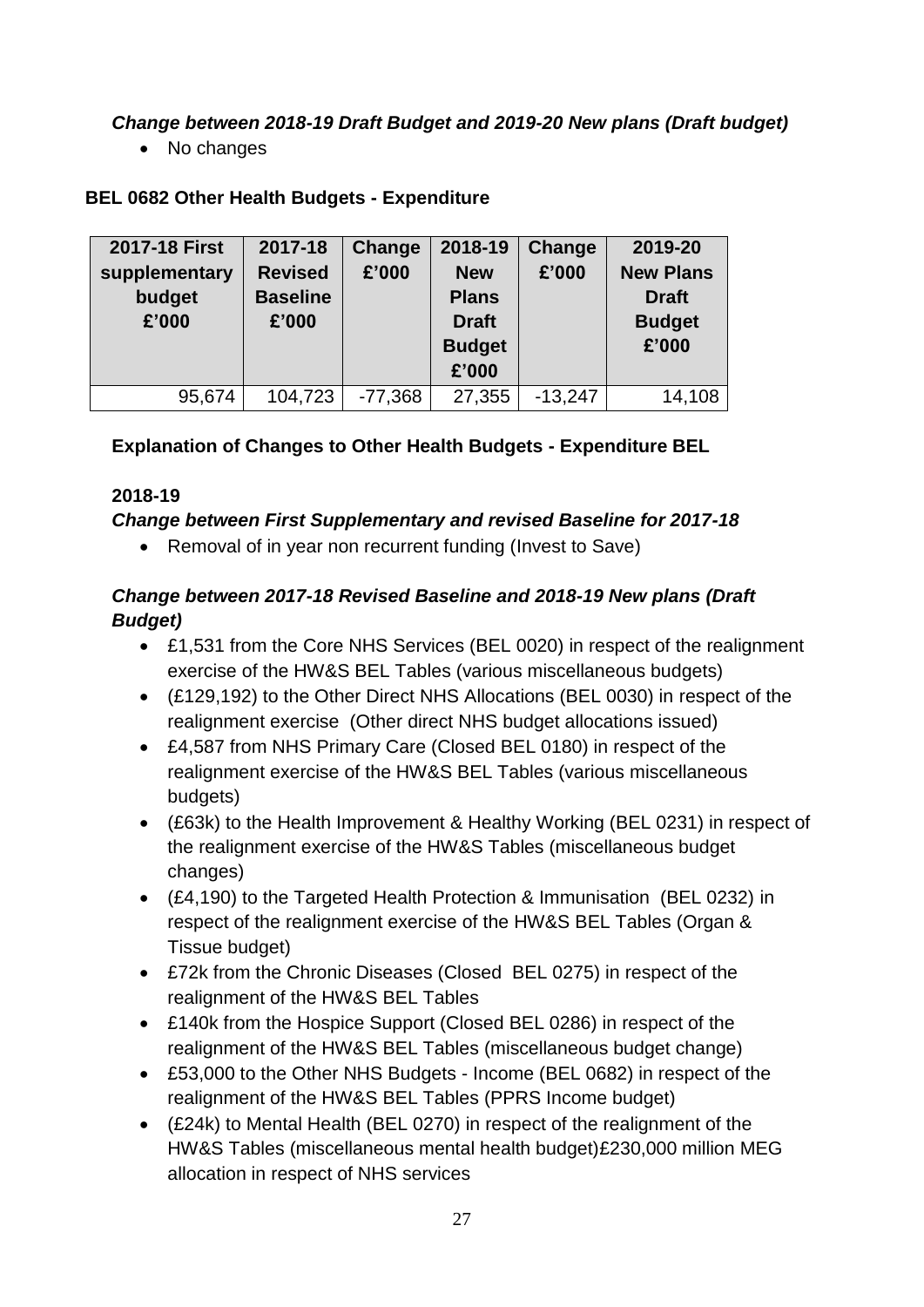***Change between 2018-19 Draft Budget and 2019-20 New plans (Draft budget)***

- No changes

**BEL 0682 Other Health Budgets - Expenditure**

| 2017-18 First supplementary budget £'000 | 2017-18 Revised Baseline £'000 | Change £'000 | 2018-19 New Plans Draft Budget £'000 | Change £'000 | 2019-20 New Plans Draft Budget £'000 |
|---|---|---|---|---|---|
| 95,674 | 104,723 | -77,368 | 27,355 | -13,247 | 14,108 |

**Explanation of Changes to Other Health Budgets - Expenditure BEL**

**2018-19**

***Change between First Supplementary and revised Baseline for 2017-18***

- Removal of in year non recurrent funding (Invest to Save)

***Change between 2017-18 Revised Baseline and 2018-19 New plans (Draft Budget)***

- £1,531 from the Core NHS Services (BEL 0020) in respect of the realignment exercise of the HW&S BEL Tables (various miscellaneous budgets)
- (£129,192) to the Other Direct NHS Allocations (BEL 0030) in respect of the realignment exercise (Other direct NHS budget allocations issued)
- £4,587 from NHS Primary Care (Closed BEL 0180) in respect of the realignment exercise of the HW&S BEL Tables (various miscellaneous budgets)
- (£63k) to the Health Improvement & Healthy Working (BEL 0231) in respect of the realignment exercise of the HW&S Tables (miscellaneous budget changes)
- (£4,190) to the Targeted Health Protection & Immunisation (BEL 0232) in respect of the realignment exercise of the HW&S BEL Tables (Organ & Tissue budget)
- £72k from the Chronic Diseases (Closed BEL 0275) in respect of the realignment of the HW&S BEL Tables
- £140k from the Hospice Support (Closed BEL 0286) in respect of the realignment of the HW&S BEL Tables (miscellaneous budget change)
- £53,000 to the Other NHS Budgets - Income (BEL 0682) in respect of the realignment of the HW&S BEL Tables (PPRS Income budget)
- (£24k) to Mental Health (BEL 0270) in respect of the realignment of the HW&S Tables (miscellaneous mental health budget)£230,000 million MEG allocation in respect of NHS services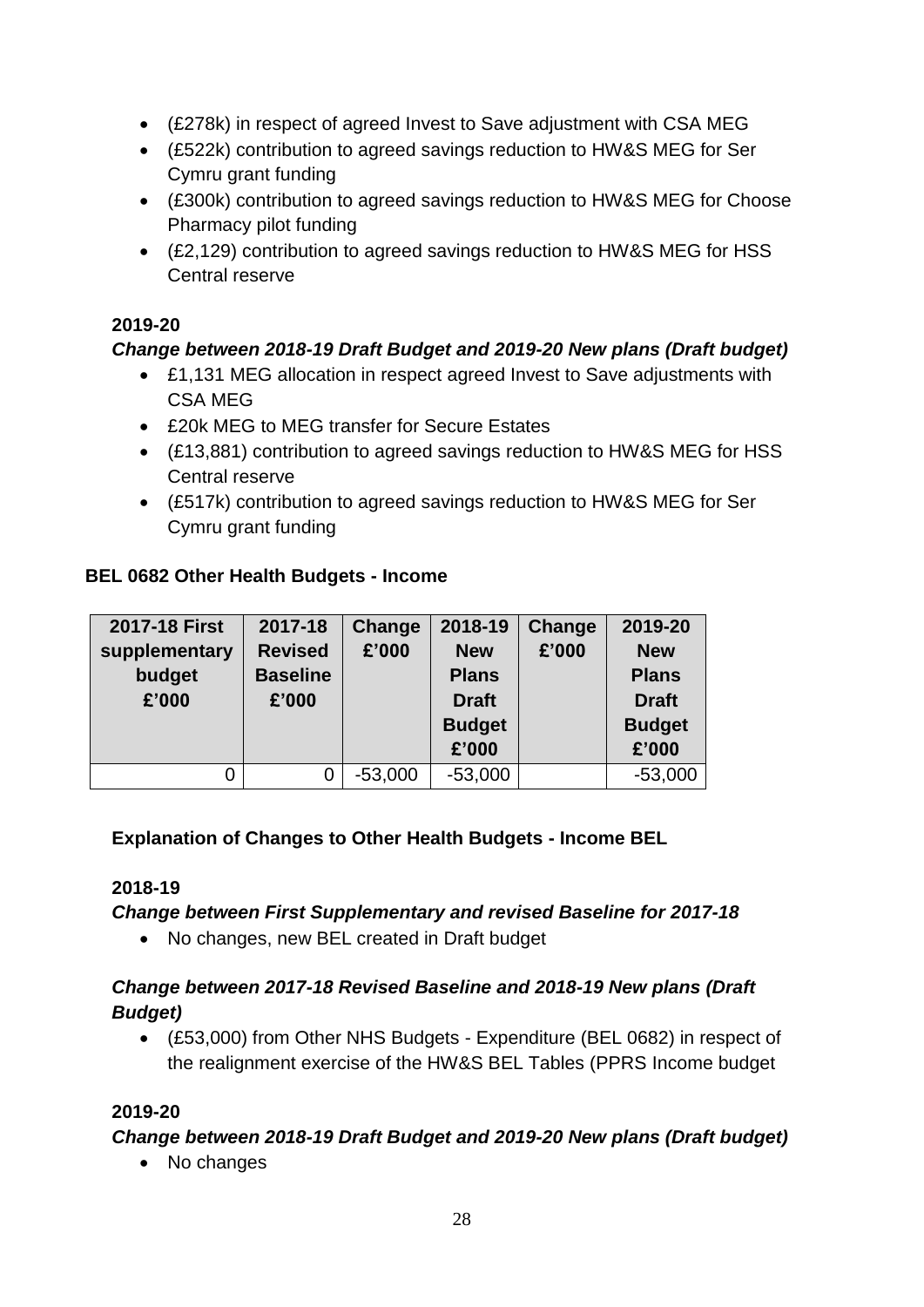- (£278k) in respect of agreed Invest to Save adjustment with CSA MEG
- (£522k) contribution to agreed savings reduction to HW&S MEG for Ser Cymru grant funding
- (£300k) contribution to agreed savings reduction to HW&S MEG for Choose Pharmacy pilot funding
- (£2,129) contribution to agreed savings reduction to HW&S MEG for HSS Central reserve

**2019-20**

***Change between 2018-19 Draft Budget and 2019-20 New plans (Draft budget)***

- £1,131 MEG allocation in respect agreed Invest to Save adjustments with CSA MEG
- £20k MEG to MEG transfer for Secure Estates
- (£13,881) contribution to agreed savings reduction to HW&S MEG for HSS Central reserve
- (£517k) contribution to agreed savings reduction to HW&S MEG for Ser Cymru grant funding

**BEL 0682 Other Health Budgets - Income**

| 2017-18 First supplementary budget £'000 | 2017-18 Revised Baseline £'000 | Change £'000 | 2018-19 New Plans Draft Budget £'000 | Change £'000 | 2019-20 New Plans Draft Budget £'000 |
|---|---|---|---|---|---|
| 0 | 0 | -53,000 | -53,000 | | -53,000 |

**Explanation of Changes to Other Health Budgets - Income BEL**

**2018-19**

***Change between First Supplementary and revised Baseline for 2017-18***

- No changes, new BEL created in Draft budget

***Change between 2017-18 Revised Baseline and 2018-19 New plans (Draft Budget)***

- (£53,000) from Other NHS Budgets - Expenditure (BEL 0682) in respect of the realignment exercise of the HW&S BEL Tables (PPRS Income budget

**2019-20**

***Change between 2018-19 Draft Budget and 2019-20 New plans (Draft budget)***

- No changes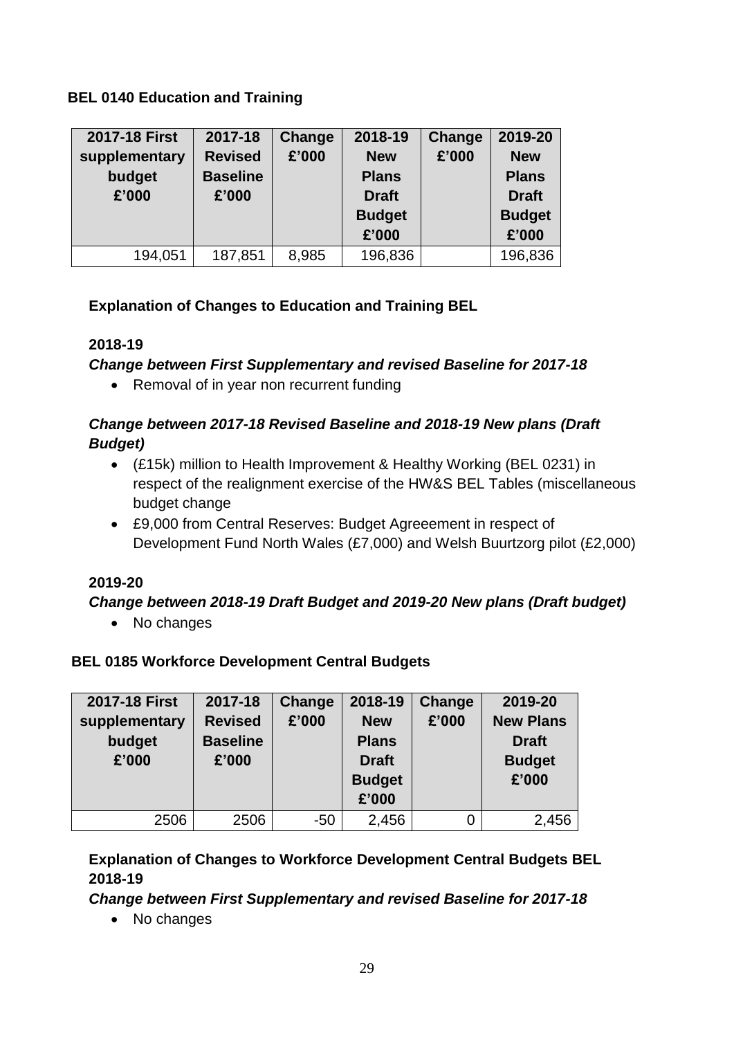**BEL 0140 Education and Training**

| 2017-18 First supplementary budget £'000 | 2017-18 Revised Baseline £'000 | Change £'000 | 2018-19 New Plans Draft Budget £'000 | Change £'000 | 2019-20 New Plans Draft Budget £'000 |
|---|---|---|---|---|---|
| 194,051 | 187,851 | 8,985 | 196,836 | | 196,836 |

**Explanation of Changes to Education and Training BEL**

**2018-19**

***Change between First Supplementary and revised Baseline for 2017-18***

- Removal of in year non recurrent funding

***Change between 2017-18 Revised Baseline and 2018-19 New plans (Draft Budget)***

- (£15k) million to Health Improvement & Healthy Working (BEL 0231) in respect of the realignment exercise of the HW&S BEL Tables (miscellaneous budget change
- £9,000 from Central Reserves: Budget Agreeement in respect of Development Fund North Wales (£7,000) and Welsh Buurtzorg pilot (£2,000)

**2019-20**

***Change between 2018-19 Draft Budget and 2019-20 New plans (Draft budget)***

- No changes

**BEL 0185 Workforce Development Central Budgets**

| 2017-18 First supplementary budget £'000 | 2017-18 Revised Baseline £'000 | Change £'000 | 2018-19 New Plans Draft Budget £'000 | Change £'000 | 2019-20 New Plans Draft Budget £'000 |
|---|---|---|---|---|---|
| 2506 | 2506 | -50 | 2,456 | 0 | 2,456 |

**Explanation of Changes to Workforce Development Central Budgets BEL 2018-19**

***Change between First Supplementary and revised Baseline for 2017-18***

- No changes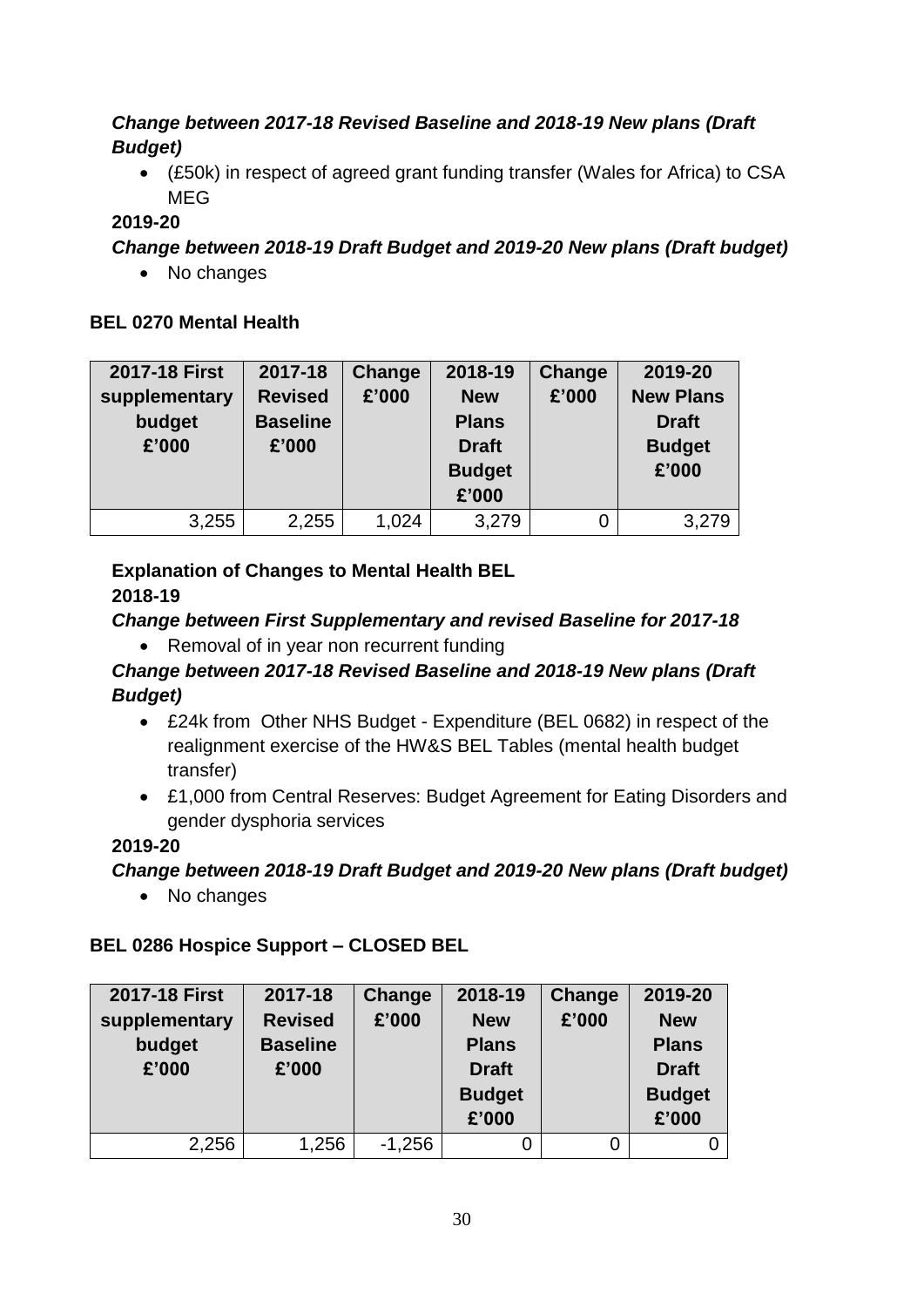***Change between 2017-18 Revised Baseline and 2018-19 New plans (Draft Budget)***

- (£50k) in respect of agreed grant funding transfer (Wales for Africa) to CSA MEG

**2019-20**

***Change between 2018-19 Draft Budget and 2019-20 New plans (Draft budget)***

- No changes

**BEL 0270 Mental Health**

| 2017-18 First supplementary budget £'000 | 2017-18 Revised Baseline £'000 | Change £'000 | 2018-19 New Plans Draft Budget £'000 | Change £'000 | 2019-20 New Plans Draft Budget £'000 |
|---|---|---|---|---|---|
| 3,255 | 2,255 | 1,024 | 3,279 | 0 | 3,279 |

**Explanation of Changes to Mental Health BEL**

**2018-19**

***Change between First Supplementary and revised Baseline for 2017-18***

- Removal of in year non recurrent funding

***Change between 2017-18 Revised Baseline and 2018-19 New plans (Draft Budget)***

- £24k from Other NHS Budget - Expenditure (BEL 0682) in respect of the realignment exercise of the HW&S BEL Tables (mental health budget transfer)
- £1,000 from Central Reserves: Budget Agreement for Eating Disorders and gender dysphoria services

**2019-20**

***Change between 2018-19 Draft Budget and 2019-20 New plans (Draft budget)***

- No changes

**BEL 0286 Hospice Support – CLOSED BEL**

| 2017-18 First supplementary budget £'000 | 2017-18 Revised Baseline £'000 | Change £'000 | 2018-19 New Plans Draft Budget £'000 | Change £'000 | 2019-20 New Plans Draft Budget £'000 |
|---|---|---|---|---|---|
| 2,256 | 1,256 | -1,256 | 0 | 0 | 0 |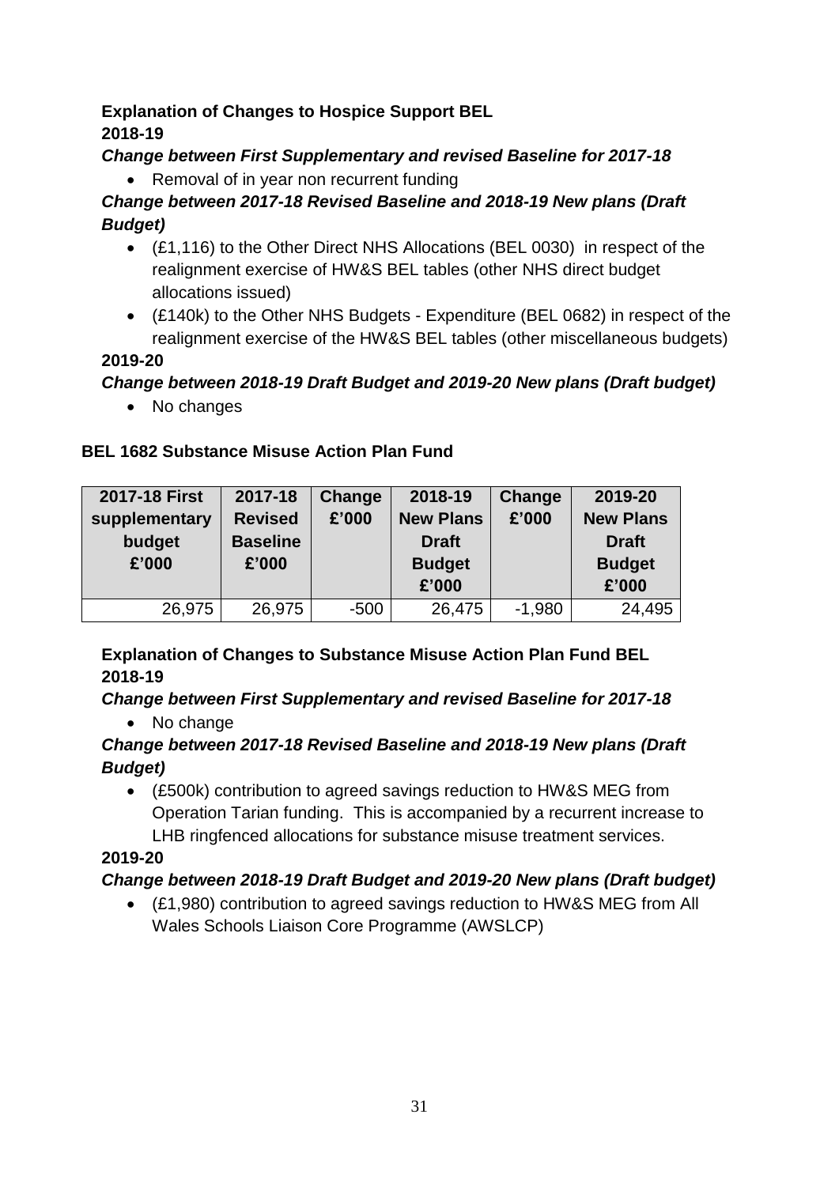**Explanation of Changes to Hospice Support BEL**

**2018-19**

***Change between First Supplementary and revised Baseline for 2017-18***

- Removal of in year non recurrent funding

***Change between 2017-18 Revised Baseline and 2018-19 New plans (Draft Budget)***

- (£1,116) to the Other Direct NHS Allocations (BEL 0030) in respect of the realignment exercise of HW&S BEL tables (other NHS direct budget allocations issued)
- (£140k) to the Other NHS Budgets - Expenditure (BEL 0682) in respect of the realignment exercise of the HW&S BEL tables (other miscellaneous budgets)

**2019-20**

***Change between 2018-19 Draft Budget and 2019-20 New plans (Draft budget)***

- No changes

**BEL 1682 Substance Misuse Action Plan Fund**

| 2017-18 First supplementary budget £'000 | 2017-18 Revised Baseline £'000 | Change £'000 | 2018-19 New Plans Draft Budget £'000 | Change £'000 | 2019-20 New Plans Draft Budget £'000 |
|---|---|---|---|---|---|
| 26,975 | 26,975 | -500 | 26,475 | -1,980 | 24,495 |

**Explanation of Changes to Substance Misuse Action Plan Fund BEL**

**2018-19**

***Change between First Supplementary and revised Baseline for 2017-18***

- No change

***Change between 2017-18 Revised Baseline and 2018-19 New plans (Draft Budget)***

- (£500k) contribution to agreed savings reduction to HW&S MEG from Operation Tarian funding. This is accompanied by a recurrent increase to LHB ringfenced allocations for substance misuse treatment services.

**2019-20**

***Change between 2018-19 Draft Budget and 2019-20 New plans (Draft budget)***

- (£1,980) contribution to agreed savings reduction to HW&S MEG from All Wales Schools Liaison Core Programme (AWSLCP)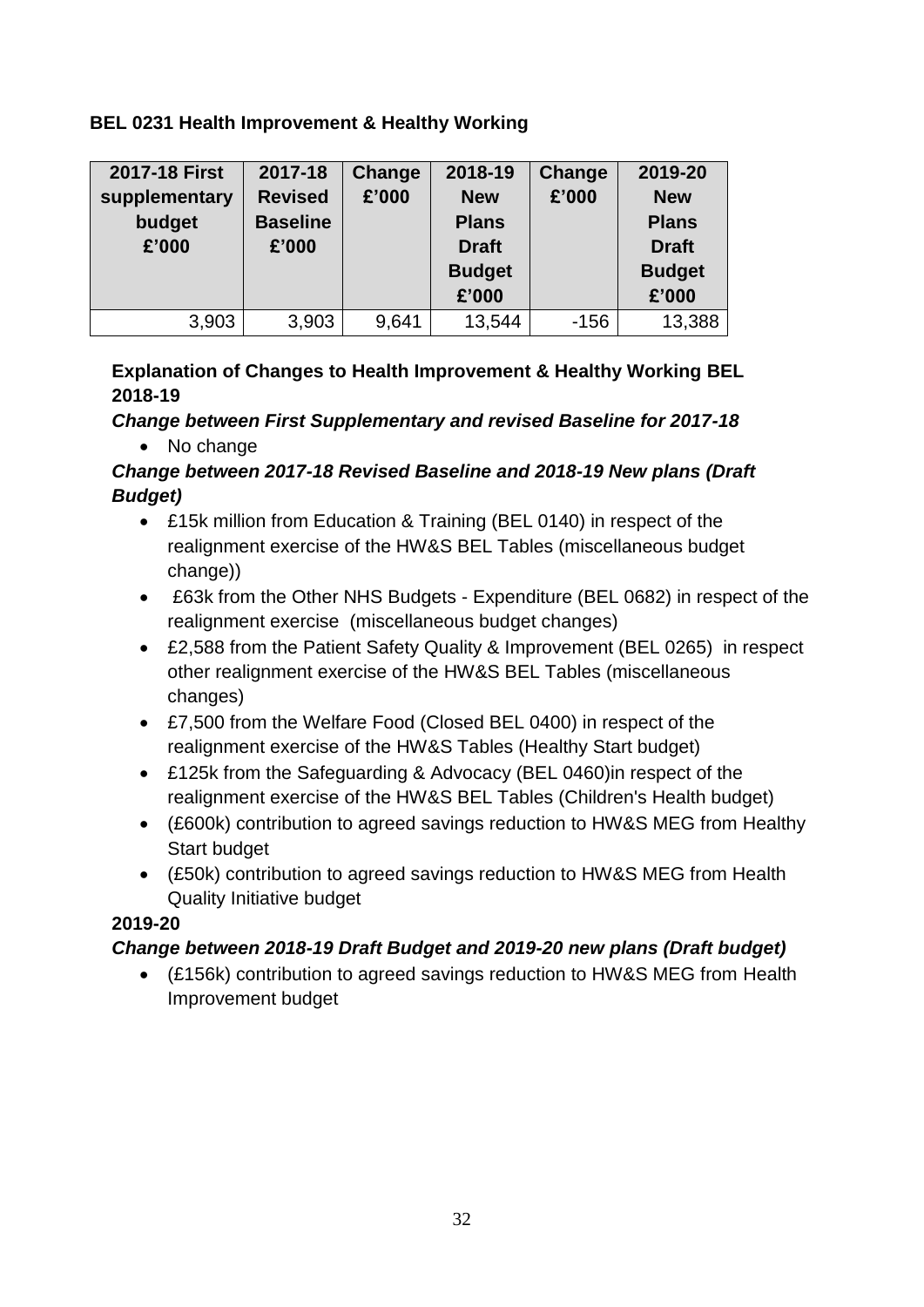**BEL 0231 Health Improvement & Healthy Working**

| 2017-18 First supplementary budget £'000 | 2017-18 Revised Baseline £'000 | Change £'000 | 2018-19 New Plans Draft Budget £'000 | Change £'000 | 2019-20 New Plans Draft Budget £'000 |
|---|---|---|---|---|---|
| 3,903 | 3,903 | 9,641 | 13,544 | -156 | 13,388 |

**Explanation of Changes to Health Improvement & Healthy Working BEL 2018-19**

***Change between First Supplementary and revised Baseline for 2017-18***

- No change

***Change between 2017-18 Revised Baseline and 2018-19 New plans (Draft Budget)***

- £15k million from Education & Training (BEL 0140) in respect of the realignment exercise of the HW&S BEL Tables (miscellaneous budget change))
- £63k from the Other NHS Budgets - Expenditure (BEL 0682) in respect of the realignment exercise (miscellaneous budget changes)
- £2,588 from the Patient Safety Quality & Improvement (BEL 0265) in respect other realignment exercise of the HW&S BEL Tables (miscellaneous changes)
- £7,500 from the Welfare Food (Closed BEL 0400) in respect of the realignment exercise of the HW&S Tables (Healthy Start budget)
- £125k from the Safeguarding & Advocacy (BEL 0460)in respect of the realignment exercise of the HW&S BEL Tables (Children's Health budget)
- (£600k) contribution to agreed savings reduction to HW&S MEG from Healthy Start budget
- (£50k) contribution to agreed savings reduction to HW&S MEG from Health Quality Initiative budget

**2019-20**

***Change between 2018-19 Draft Budget and 2019-20 new plans (Draft budget)***

- (£156k) contribution to agreed savings reduction to HW&S MEG from Health Improvement budget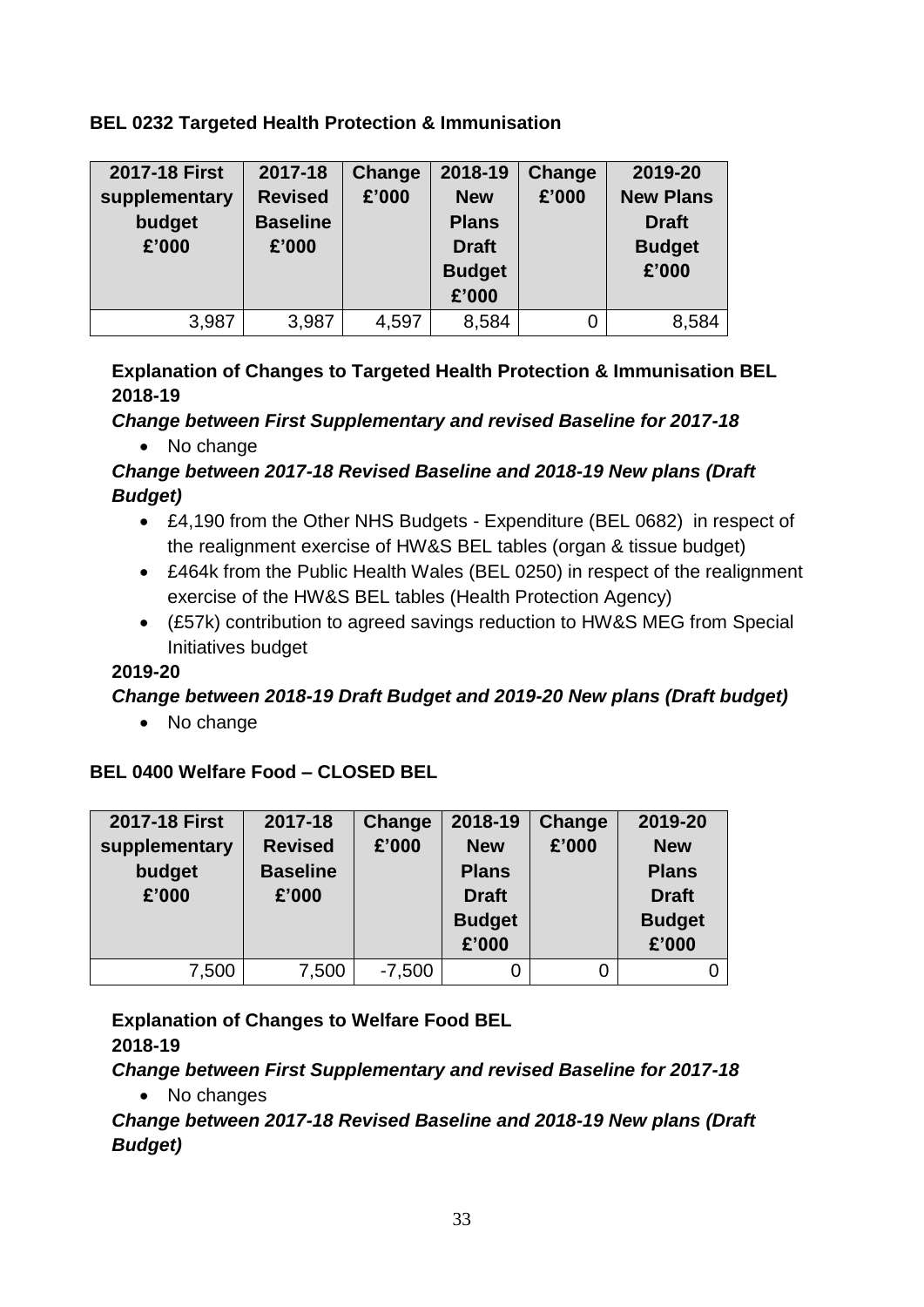**BEL 0232 Targeted Health Protection & Immunisation**

| 2017-18 First supplementary budget £'000 | 2017-18 Revised Baseline £'000 | Change £'000 | 2018-19 New Plans Draft Budget £'000 | Change £'000 | 2019-20 New Plans Draft Budget £'000 |
|---|---|---|---|---|---|
| 3,987 | 3,987 | 4,597 | 8,584 | 0 | 8,584 |

**Explanation of Changes to Targeted Health Protection & Immunisation BEL 2018-19**

***Change between First Supplementary and revised Baseline for 2017-18***

- No change

***Change between 2017-18 Revised Baseline and 2018-19 New plans (Draft Budget)***

- £4,190 from the Other NHS Budgets - Expenditure (BEL 0682) in respect of the realignment exercise of HW&S BEL tables (organ & tissue budget)
- £464k from the Public Health Wales (BEL 0250) in respect of the realignment exercise of the HW&S BEL tables (Health Protection Agency)
- (£57k) contribution to agreed savings reduction to HW&S MEG from Special Initiatives budget

**2019-20**

***Change between 2018-19 Draft Budget and 2019-20 New plans (Draft budget)***

- No change

**BEL 0400 Welfare Food – CLOSED BEL**

| 2017-18 First supplementary budget £'000 | 2017-18 Revised Baseline £'000 | Change £'000 | 2018-19 New Plans Draft Budget £'000 | Change £'000 | 2019-20 New Plans Draft Budget £'000 |
|---|---|---|---|---|---|
| 7,500 | 7,500 | -7,500 | 0 | 0 | 0 |

**Explanation of Changes to Welfare Food BEL**

**2018-19**

***Change between First Supplementary and revised Baseline for 2017-18***

- No changes

***Change between 2017-18 Revised Baseline and 2018-19 New plans (Draft Budget)***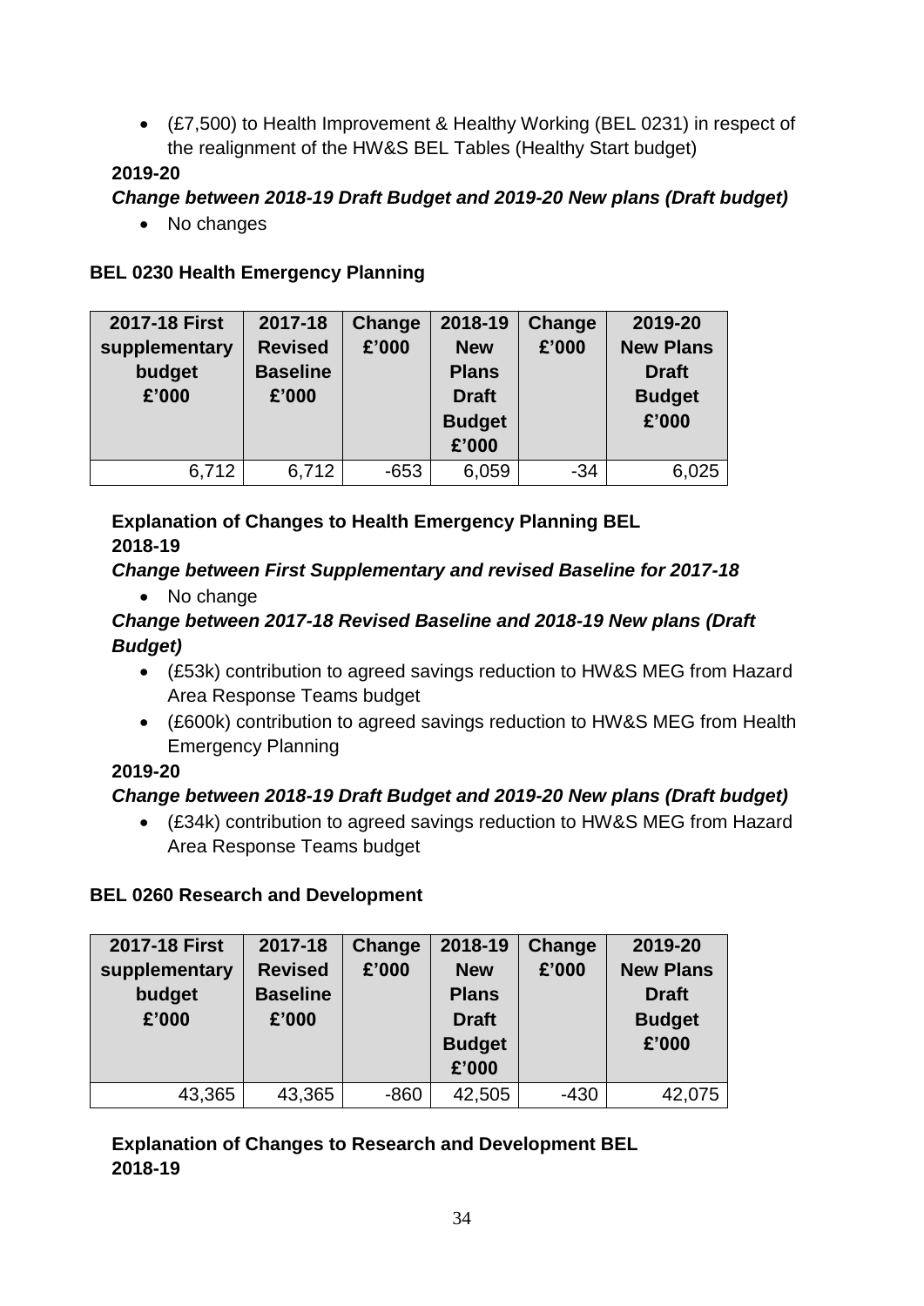- (£7,500) to Health Improvement & Healthy Working (BEL 0231) in respect of the realignment of the HW&S BEL Tables (Healthy Start budget)

**2019-20**

***Change between 2018-19 Draft Budget and 2019-20 New plans (Draft budget)***

- No changes

**BEL 0230 Health Emergency Planning**

| 2017-18 First supplementary budget £'000 | 2017-18 Revised Baseline £'000 | Change £'000 | 2018-19 New Plans Draft Budget £'000 | Change £'000 | 2019-20 New Plans Draft Budget £'000 |
|---|---|---|---|---|---|
| 6,712 | 6,712 | -653 | 6,059 | -34 | 6,025 |

**Explanation of Changes to Health Emergency Planning BEL**

**2018-19**

***Change between First Supplementary and revised Baseline for 2017-18***

- No change

***Change between 2017-18 Revised Baseline and 2018-19 New plans (Draft Budget)***

- (£53k) contribution to agreed savings reduction to HW&S MEG from Hazard Area Response Teams budget
- (£600k) contribution to agreed savings reduction to HW&S MEG from Health Emergency Planning

**2019-20**

***Change between 2018-19 Draft Budget and 2019-20 New plans (Draft budget)***

- (£34k) contribution to agreed savings reduction to HW&S MEG from Hazard Area Response Teams budget

**BEL 0260 Research and Development**

| 2017-18 First supplementary budget £'000 | 2017-18 Revised Baseline £'000 | Change £'000 | 2018-19 New Plans Draft Budget £'000 | Change £'000 | 2019-20 New Plans Draft Budget £'000 |
|---|---|---|---|---|---|
| 43,365 | 43,365 | -860 | 42,505 | -430 | 42,075 |

**Explanation of Changes to Research and Development BEL**

**2018-19**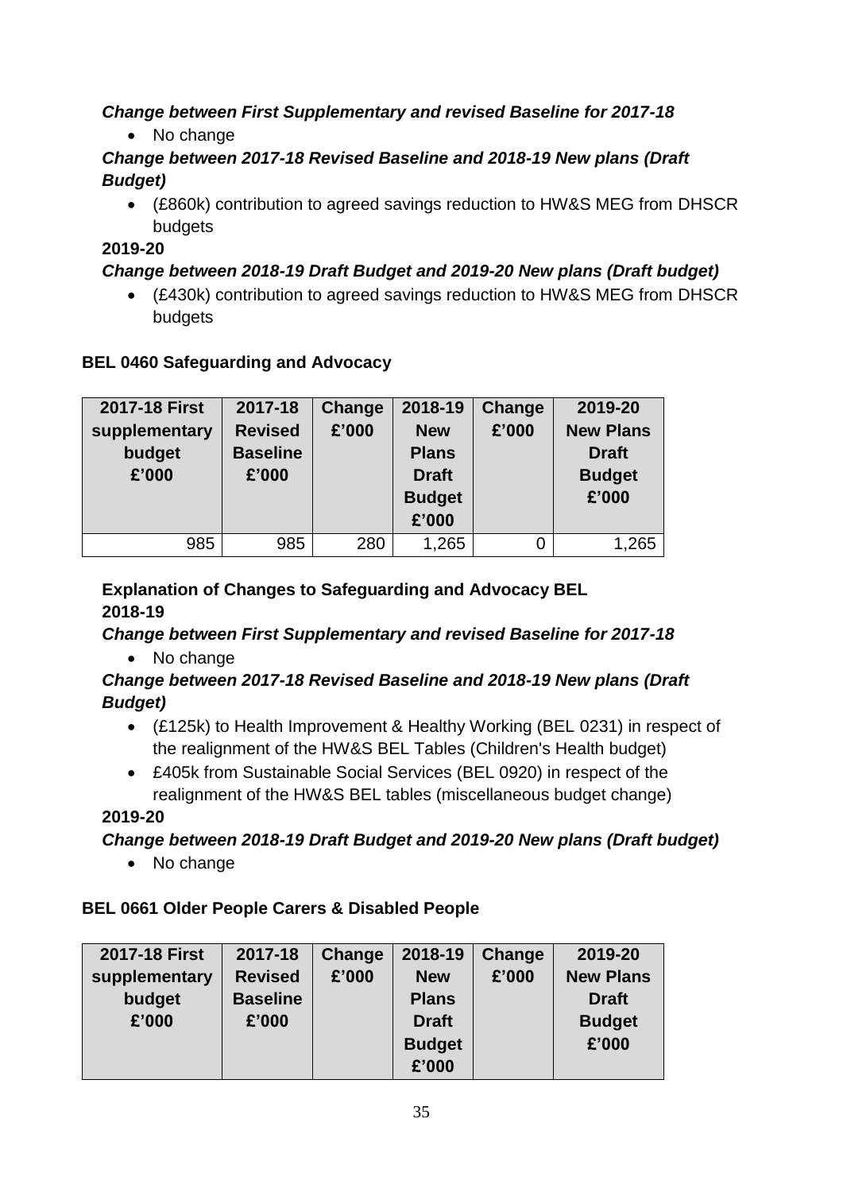***Change between First Supplementary and revised Baseline for 2017-18***

- No change

***Change between 2017-18 Revised Baseline and 2018-19 New plans (Draft Budget)***

- (£860k) contribution to agreed savings reduction to HW&S MEG from DHSCR budgets

**2019-20**

***Change between 2018-19 Draft Budget and 2019-20 New plans (Draft budget)***

- (£430k) contribution to agreed savings reduction to HW&S MEG from DHSCR budgets

**BEL 0460 Safeguarding and Advocacy**

| 2017-18 First supplementary budget £'000 | 2017-18 Revised Baseline £'000 | Change £'000 | 2018-19 New Plans Draft Budget £'000 | Change £'000 | 2019-20 New Plans Draft Budget £'000 |
|---|---|---|---|---|---|
| 985 | 985 | 280 | 1,265 | 0 | 1,265 |

**Explanation of Changes to Safeguarding and Advocacy BEL**
**2018-19**

***Change between First Supplementary and revised Baseline for 2017-18***

- No change

***Change between 2017-18 Revised Baseline and 2018-19 New plans (Draft Budget)***

- (£125k) to Health Improvement & Healthy Working (BEL 0231) in respect of the realignment of the HW&S BEL Tables (Children's Health budget)
- £405k from Sustainable Social Services (BEL 0920) in respect of the realignment of the HW&S BEL tables (miscellaneous budget change)

**2019-20**

***Change between 2018-19 Draft Budget and 2019-20 New plans (Draft budget)***

- No change

**BEL 0661 Older People Carers & Disabled People**

| 2017-18 First supplementary budget £'000 | 2017-18 Revised Baseline £'000 | Change £'000 | 2018-19 New Plans Draft Budget £'000 | Change £'000 | 2019-20 New Plans Draft Budget £'000 |
|---|---|---|---|---|---|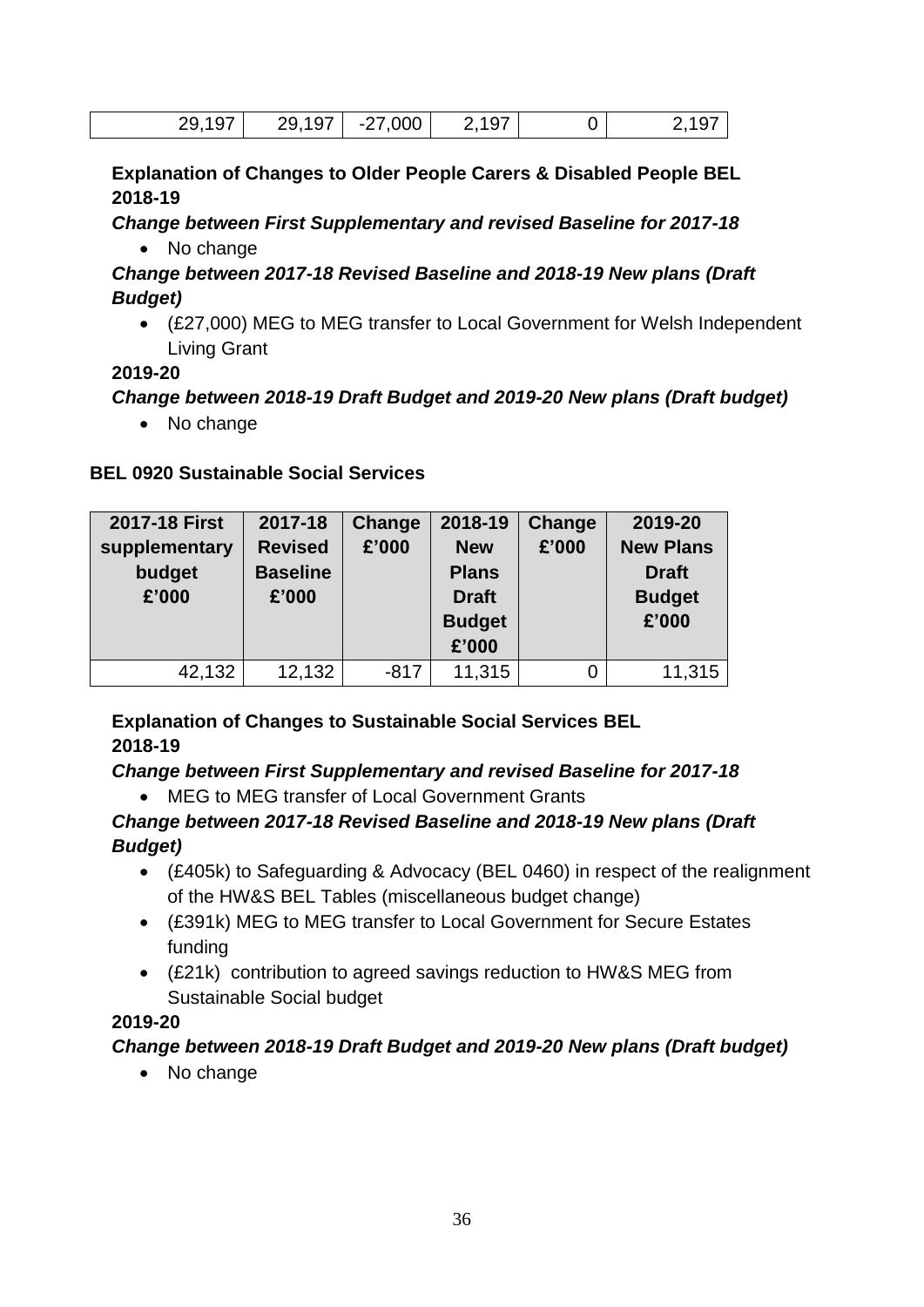| | | | | | |
|---|---|---|---|---|---|
| 29,197 | 29,197 | -27,000 | 2,197 | 0 | 2,197 |

**Explanation of Changes to Older People Carers & Disabled People BEL**
**2018-19**

***Change between First Supplementary and revised Baseline for 2017-18***

- No change

***Change between 2017-18 Revised Baseline and 2018-19 New plans (Draft Budget)***

- (£27,000) MEG to MEG transfer to Local Government for Welsh Independent Living Grant

**2019-20**

***Change between 2018-19 Draft Budget and 2019-20 New plans (Draft budget)***

- No change

**BEL 0920 Sustainable Social Services**

| 2017-18 First supplementary budget £'000 | 2017-18 Revised Baseline £'000 | Change £'000 | 2018-19 New Plans Draft Budget £'000 | Change £'000 | 2019-20 New Plans Draft Budget £'000 |
|---|---|---|---|---|---|
| 42,132 | 12,132 | -817 | 11,315 | 0 | 11,315 |

**Explanation of Changes to Sustainable Social Services BEL**
**2018-19**

***Change between First Supplementary and revised Baseline for 2017-18***

- MEG to MEG transfer of Local Government Grants

***Change between 2017-18 Revised Baseline and 2018-19 New plans (Draft Budget)***

- (£405k) to Safeguarding & Advocacy (BEL 0460) in respect of the realignment of the HW&S BEL Tables (miscellaneous budget change)
- (£391k) MEG to MEG transfer to Local Government for Secure Estates funding
- (£21k) contribution to agreed savings reduction to HW&S MEG from Sustainable Social budget

**2019-20**

***Change between 2018-19 Draft Budget and 2019-20 New plans (Draft budget)***

- No change